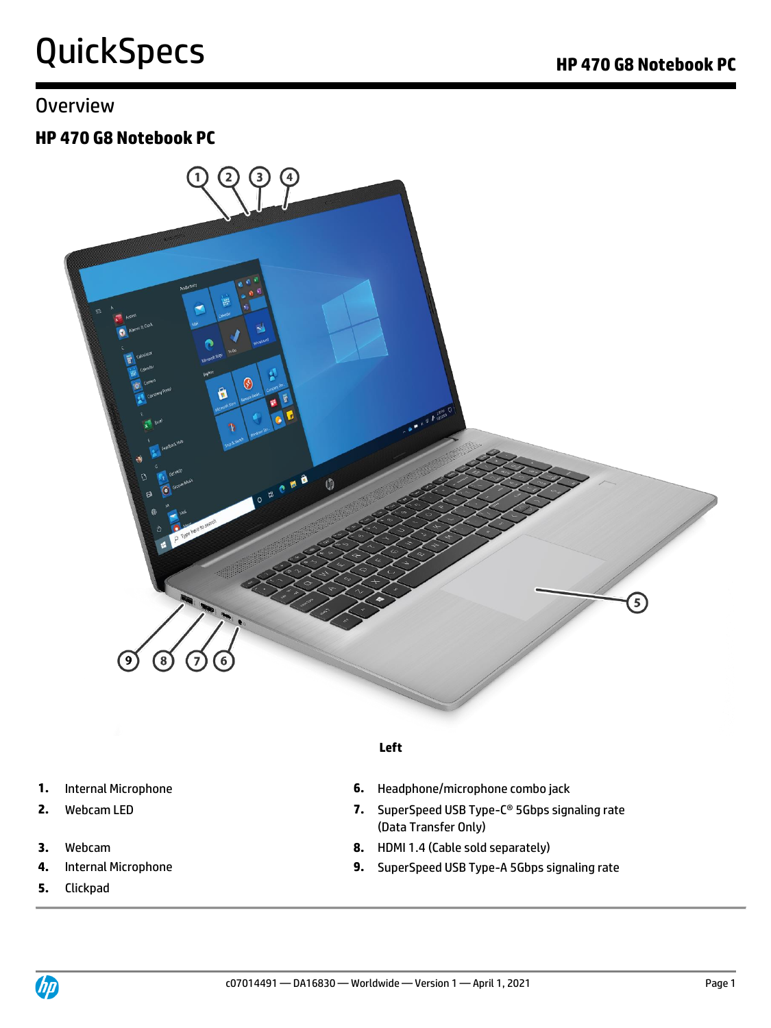# QuickSpecs

## Overview

### HP 470 G8 Notebook PC

**Left**

1. Internal Microphone
2. Webcam LED
3. Webcam
4. Internal Microphone
5. Clickpad
6. Headphone/microphone combo jack
7. SuperSpeed USB Type-C® 5Gbps signaling rate (Data Transfer Only)
8. HDMI 1.4 (Cable sold separately)
9. SuperSpeed USB Type-A 5Gbps signaling rate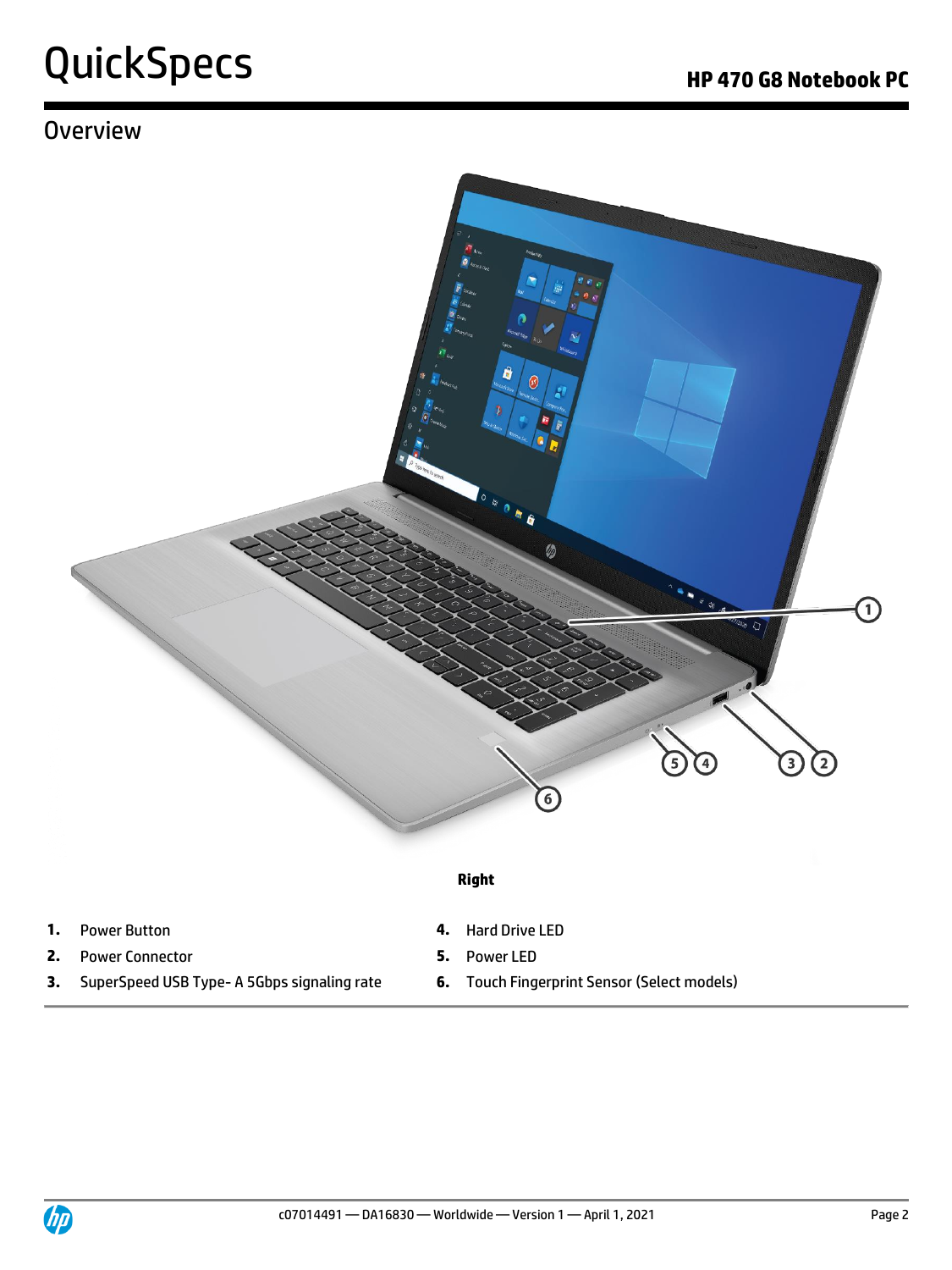## Overview

**Right**

1. Power Button
2. Power Connector
3. SuperSpeed USB Type- A 5Gbps signaling rate
4. Hard Drive LED
5. Power LED
6. Touch Fingerprint Sensor (Select models)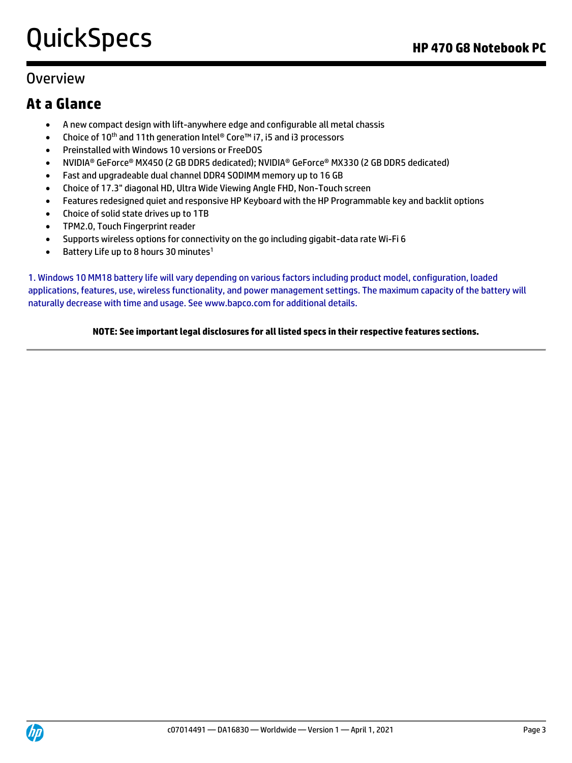## Overview

### At a Glance

- A new compact design with lift-anywhere edge and configurable all metal chassis
- Choice of 10th and 11th generation Intel® Core™ i7, i5 and i3 processors
- Preinstalled with Windows 10 versions or FreeDOS
- NVIDIA® GeForce® MX450 (2 GB DDR5 dedicated); NVIDIA® GeForce® MX330 (2 GB DDR5 dedicated)
- Fast and upgradeable dual channel DDR4 SODIMM memory up to 16 GB
- Choice of 17.3" diagonal HD, Ultra Wide Viewing Angle FHD, Non-Touch screen
- Features redesigned quiet and responsive HP Keyboard with the HP Programmable key and backlit options
- Choice of solid state drives up to 1TB
- TPM2.0, Touch Fingerprint reader
- Supports wireless options for connectivity on the go including gigabit-data rate Wi-Fi 6
- Battery Life up to 8 hours 30 minutes[1]

1. Windows 10 MM18 battery life will vary depending on various factors including product model, configuration, loaded applications, features, use, wireless functionality, and power management settings. The maximum capacity of the battery will naturally decrease with time and usage. See www.bapco.com for additional details.

**NOTE: See important legal disclosures for all listed specs in their respective features sections.**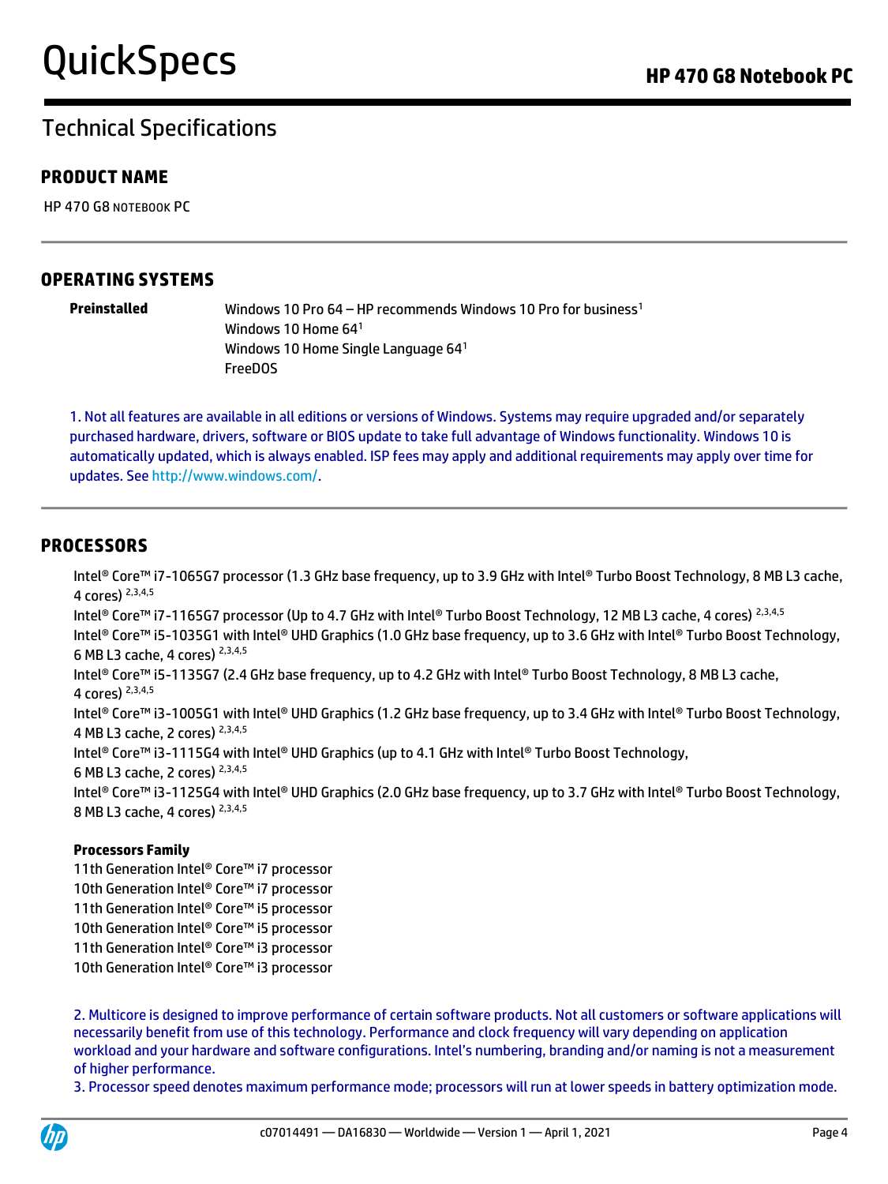## Technical Specifications

### PRODUCT NAME

HP 470 G8 NOTEBOOK PC

### OPERATING SYSTEMS

| **Preinstalled** | Windows 10 Pro 64 – HP recommends Windows 10 Pro for business[1] |
| --- | --- |
| | Windows 10 Home 64[1] |
| | Windows 10 Home Single Language 64[1] |
| | FreeDOS |

1. Not all features are available in all editions or versions of Windows. Systems may require upgraded and/or separately purchased hardware, drivers, software or BIOS update to take full advantage of Windows functionality. Windows 10 is automatically updated, which is always enabled. ISP fees may apply and additional requirements may apply over time for updates. See http://www.windows.com/.

### PROCESSORS

Intel® Core™ i7-1065G7 processor (1.3 GHz base frequency, up to 3.9 GHz with Intel® Turbo Boost Technology, 8 MB L3 cache, 4 cores) [2,3,4,5]
Intel® Core™ i7-1165G7 processor (Up to 4.7 GHz with Intel® Turbo Boost Technology, 12 MB L3 cache, 4 cores) [2,3,4,5]
Intel® Core™ i5-1035G1 with Intel® UHD Graphics (1.0 GHz base frequency, up to 3.6 GHz with Intel® Turbo Boost Technology, 6 MB L3 cache, 4 cores) [2,3,4,5]
Intel® Core™ i5-1135G7 (2.4 GHz base frequency, up to 4.2 GHz with Intel® Turbo Boost Technology, 8 MB L3 cache, 4 cores) [2,3,4,5]
Intel® Core™ i3-1005G1 with Intel® UHD Graphics (1.2 GHz base frequency, up to 3.4 GHz with Intel® Turbo Boost Technology, 4 MB L3 cache, 2 cores) [2,3,4,5]
Intel® Core™ i3-1115G4 with Intel® UHD Graphics (up to 4.1 GHz with Intel® Turbo Boost Technology, 6 MB L3 cache, 2 cores) [2,3,4,5]
Intel® Core™ i3-1125G4 with Intel® UHD Graphics (2.0 GHz base frequency, up to 3.7 GHz with Intel® Turbo Boost Technology, 8 MB L3 cache, 4 cores) [2,3,4,5]

**Processors Family**

11th Generation Intel® Core™ i7 processor
10th Generation Intel® Core™ i7 processor
11th Generation Intel® Core™ i5 processor
10th Generation Intel® Core™ i5 processor
11th Generation Intel® Core™ i3 processor
10th Generation Intel® Core™ i3 processor

2. Multicore is designed to improve performance of certain software products. Not all customers or software applications will necessarily benefit from use of this technology. Performance and clock frequency will vary depending on application workload and your hardware and software configurations. Intel's numbering, branding and/or naming is not a measurement of higher performance.
3. Processor speed denotes maximum performance mode; processors will run at lower speeds in battery optimization mode.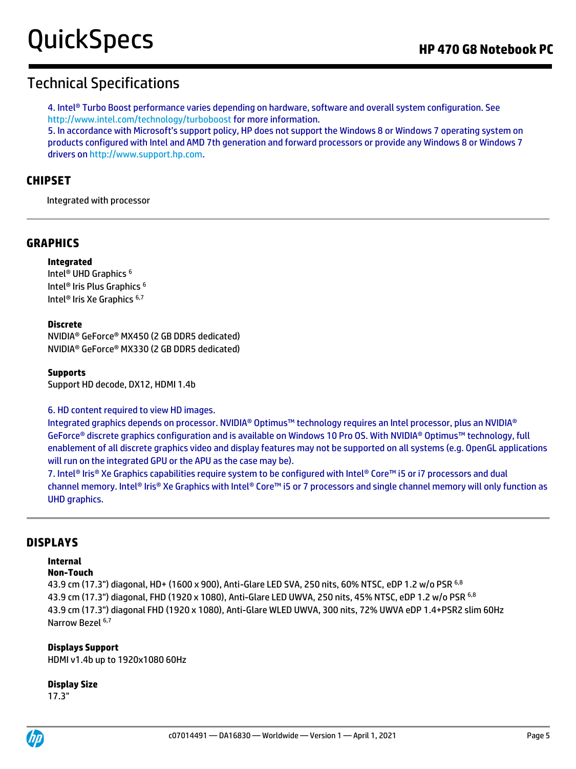## Technical Specifications

4. Intel® Turbo Boost performance varies depending on hardware, software and overall system configuration. See http://www.intel.com/technology/turboboost for more information.
5. In accordance with Microsoft's support policy, HP does not support the Windows 8 or Windows 7 operating system on products configured with Intel and AMD 7th generation and forward processors or provide any Windows 8 or Windows 7 drivers on http://www.support.hp.com.

### CHIPSET

Integrated with processor

### GRAPHICS

**Integrated**
Intel® UHD Graphics [6]
Intel® Iris Plus Graphics [6]
Intel® Iris Xe Graphics [6,7]

**Discrete**
NVIDIA® GeForce® MX450 (2 GB DDR5 dedicated)
NVIDIA® GeForce® MX330 (2 GB DDR5 dedicated)

**Supports**
Support HD decode, DX12, HDMI 1.4b

6. HD content required to view HD images.
Integrated graphics depends on processor. NVIDIA® Optimus™ technology requires an Intel processor, plus an NVIDIA® GeForce® discrete graphics configuration and is available on Windows 10 Pro OS. With NVIDIA® Optimus™ technology, full enablement of all discrete graphics video and display features may not be supported on all systems (e.g. OpenGL applications will run on the integrated GPU or the APU as the case may be).
7. Intel® Iris® Xe Graphics capabilities require system to be configured with Intel® Core™ i5 or i7 processors and dual channel memory. Intel® Iris® Xe Graphics with Intel® Core™ i5 or 7 processors and single channel memory will only function as UHD graphics.

### DISPLAYS

**Internal**
**Non-Touch**
43.9 cm (17.3") diagonal, HD+ (1600 x 900), Anti-Glare LED SVA, 250 nits, 60% NTSC, eDP 1.2 w/o PSR [6,8]
43.9 cm (17.3") diagonal, FHD (1920 x 1080), Anti-Glare LED UWVA, 250 nits, 45% NTSC, eDP 1.2 w/o PSR [6,8]
43.9 cm (17.3") diagonal FHD (1920 x 1080), Anti-Glare WLED UWVA, 300 nits, 72% UWVA eDP 1.4+PSR2 slim 60Hz Narrow Bezel [6,7]

**Displays Support**
HDMI v1.4b up to 1920x1080 60Hz

**Display Size**
17.3"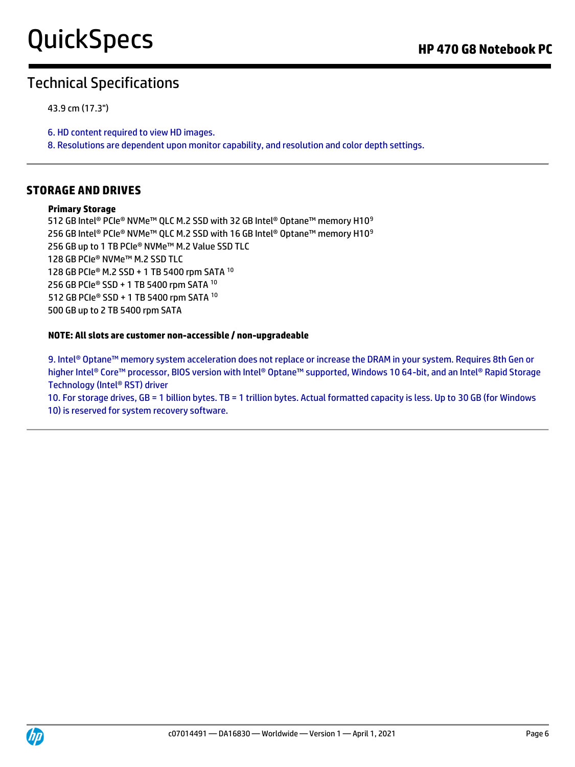## Technical Specifications

43.9 cm (17.3")

6. HD content required to view HD images.
8. Resolutions are dependent upon monitor capability, and resolution and color depth settings.

---

## STORAGE AND DRIVES

**Primary Storage**

512 GB Intel® PCIe® NVMe™ QLC M.2 SSD with 32 GB Intel® Optane™ memory H10[9]
256 GB Intel® PCIe® NVMe™ QLC M.2 SSD with 16 GB Intel® Optane™ memory H10[9]
256 GB up to 1 TB PCIe® NVMe™ M.2 Value SSD TLC
128 GB PCIe® NVMe™ M.2 SSD TLC
128 GB PCIe® M.2 SSD + 1 TB 5400 rpm SATA [10]
256 GB PCIe® SSD + 1 TB 5400 rpm SATA [10]
512 GB PCIe® SSD + 1 TB 5400 rpm SATA [10]
500 GB up to 2 TB 5400 rpm SATA

**NOTE: All slots are customer non-accessible / non-upgradeable**

9. Intel® Optane™ memory system acceleration does not replace or increase the DRAM in your system. Requires 8th Gen or higher Intel® Core™ processor, BIOS version with Intel® Optane™ supported, Windows 10 64-bit, and an Intel® Rapid Storage Technology (Intel® RST) driver
10. For storage drives, GB = 1 billion bytes. TB = 1 trillion bytes. Actual formatted capacity is less. Up to 30 GB (for Windows 10) is reserved for system recovery software.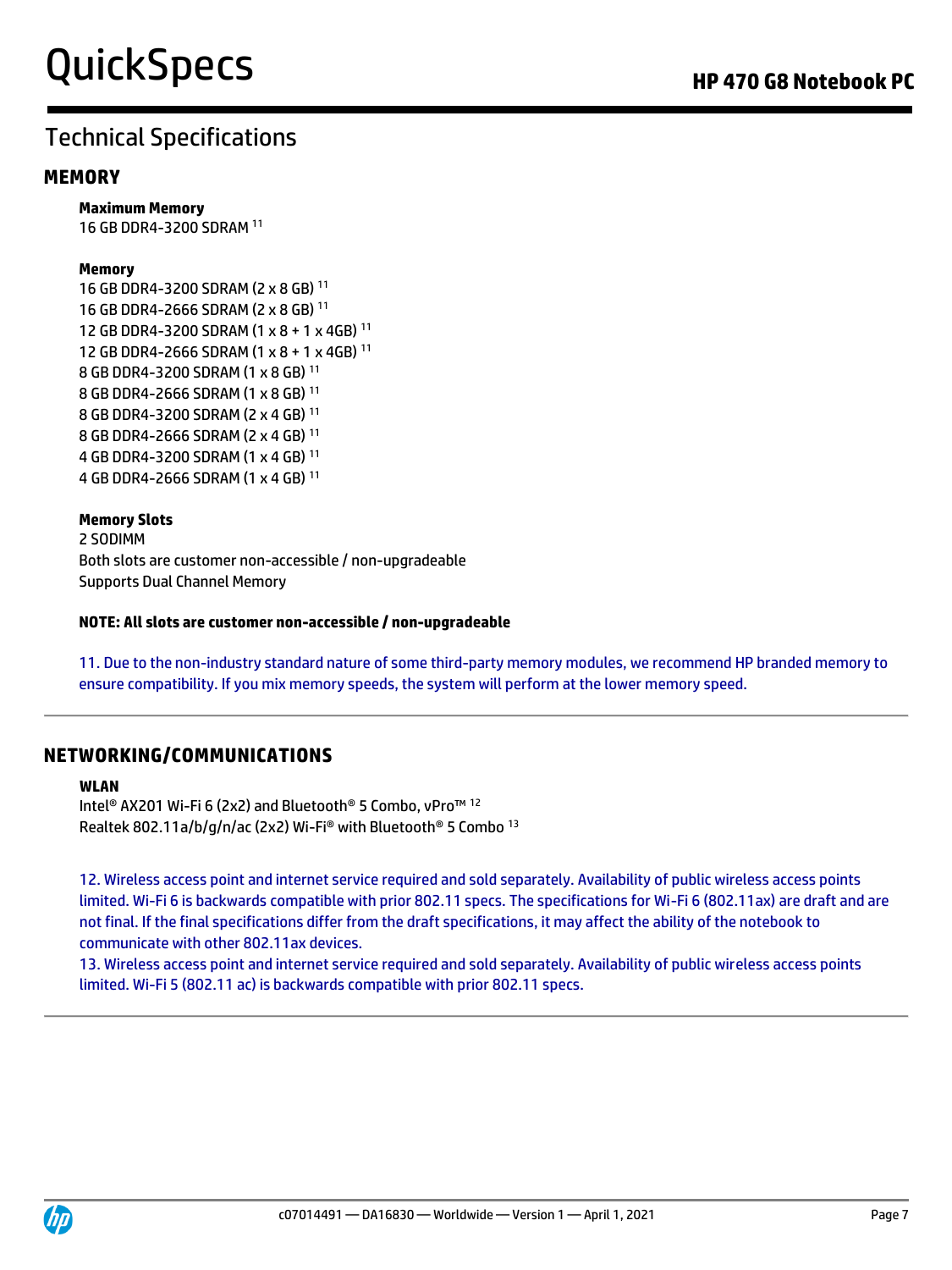# Technical Specifications

## MEMORY

**Maximum Memory**
16 GB DDR4-3200 SDRAM [11]

**Memory**
16 GB DDR4-3200 SDRAM (2 x 8 GB) [11]
16 GB DDR4-2666 SDRAM (2 x 8 GB) [11]
12 GB DDR4-3200 SDRAM (1 x 8 + 1 x 4GB) [11]
12 GB DDR4-2666 SDRAM (1 x 8 + 1 x 4GB) [11]
8 GB DDR4-3200 SDRAM (1 x 8 GB) [11]
8 GB DDR4-2666 SDRAM (1 x 8 GB) [11]
8 GB DDR4-3200 SDRAM (2 x 4 GB) [11]
8 GB DDR4-2666 SDRAM (2 x 4 GB) [11]
4 GB DDR4-3200 SDRAM (1 x 4 GB) [11]
4 GB DDR4-2666 SDRAM (1 x 4 GB) [11]

**Memory Slots**
2 SODIMM
Both slots are customer non-accessible / non-upgradeable
Supports Dual Channel Memory

**NOTE: All slots are customer non-accessible / non-upgradeable**

11. Due to the non-industry standard nature of some third-party memory modules, we recommend HP branded memory to ensure compatibility. If you mix memory speeds, the system will perform at the lower memory speed.

## NETWORKING/COMMUNICATIONS

**WLAN**
Intel® AX201 Wi-Fi 6 (2x2) and Bluetooth® 5 Combo, vPro™ [12]
Realtek 802.11a/b/g/n/ac (2x2) Wi-Fi® with Bluetooth® 5 Combo [13]

12. Wireless access point and internet service required and sold separately. Availability of public wireless access points limited. Wi-Fi 6 is backwards compatible with prior 802.11 specs. The specifications for Wi-Fi 6 (802.11ax) are draft and are not final. If the final specifications differ from the draft specifications, it may affect the ability of the notebook to communicate with other 802.11ax devices.
13. Wireless access point and internet service required and sold separately. Availability of public wireless access points limited. Wi-Fi 5 (802.11 ac) is backwards compatible with prior 802.11 specs.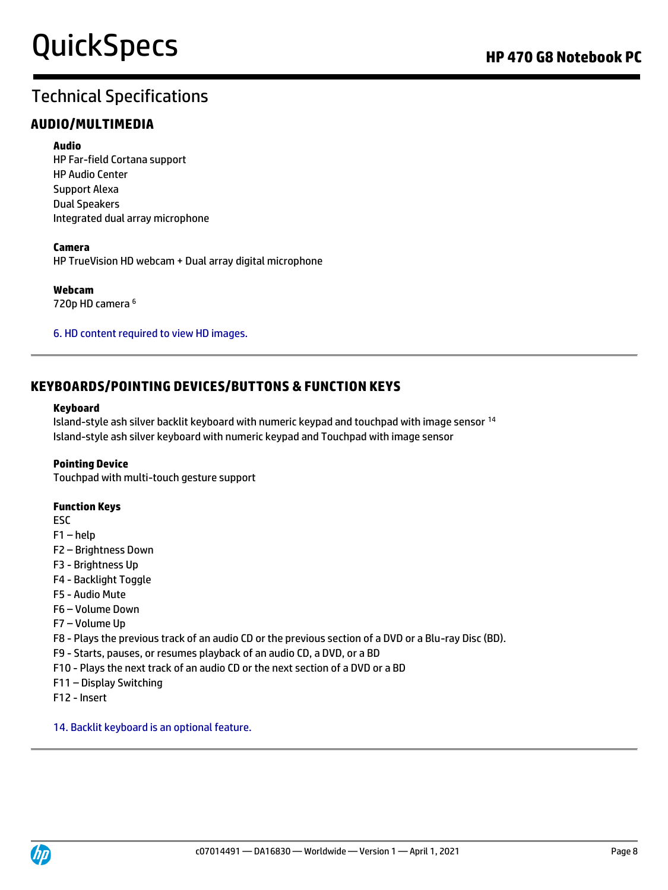## Technical Specifications

### AUDIO/MULTIMEDIA

**Audio**
HP Far-field Cortana support
HP Audio Center
Support Alexa
Dual Speakers
Integrated dual array microphone

**Camera**
HP TrueVision HD webcam + Dual array digital microphone

**Webcam**
720p HD camera [6]

6. HD content required to view HD images.

### KEYBOARDS/POINTING DEVICES/BUTTONS & FUNCTION KEYS

**Keyboard**
Island-style ash silver backlit keyboard with numeric keypad and touchpad with image sensor [14]
Island-style ash silver keyboard with numeric keypad and Touchpad with image sensor

**Pointing Device**
Touchpad with multi-touch gesture support

**Function Keys**
ESC
F1 – help
F2 – Brightness Down
F3 - Brightness Up
F4 - Backlight Toggle
F5 - Audio Mute
F6 – Volume Down
F7 – Volume Up
F8 - Plays the previous track of an audio CD or the previous section of a DVD or a Blu-ray Disc (BD).
F9 - Starts, pauses, or resumes playback of an audio CD, a DVD, or a BD
F10 - Plays the next track of an audio CD or the next section of a DVD or a BD
F11 – Display Switching
F12 - Insert

14. Backlit keyboard is an optional feature.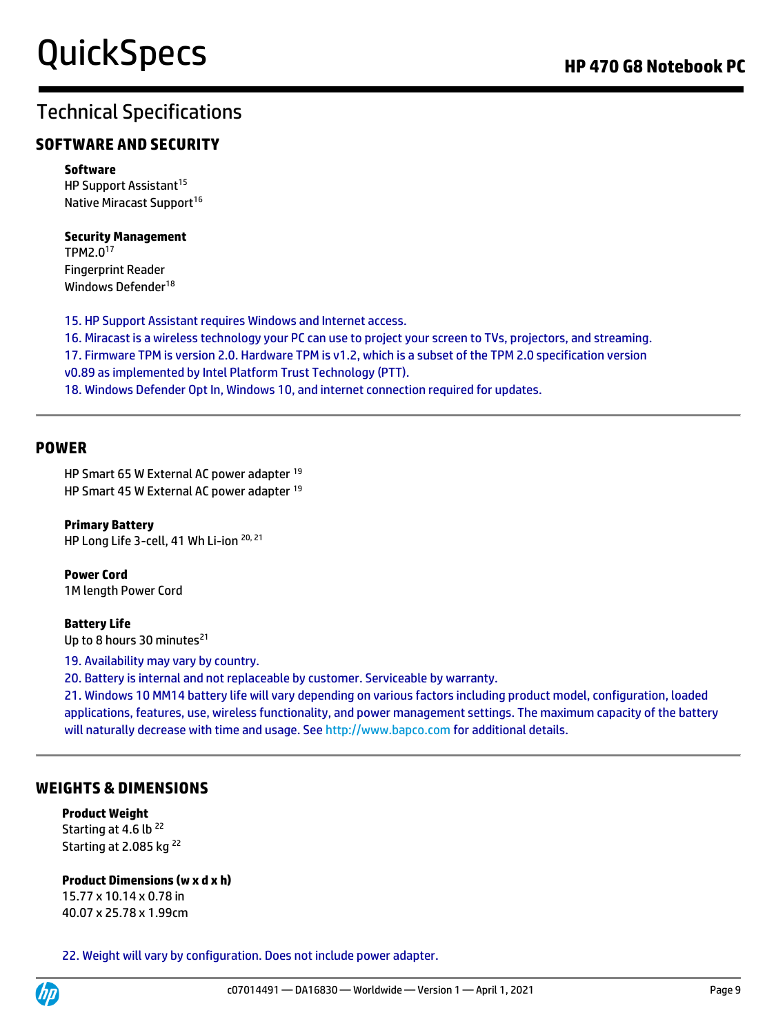# Technical Specifications

## SOFTWARE AND SECURITY

**Software**
HP Support Assistant[15]
Native Miracast Support[16]

**Security Management**
TPM2.0[17]
Fingerprint Reader
Windows Defender[18]

15. HP Support Assistant requires Windows and Internet access.
16. Miracast is a wireless technology your PC can use to project your screen to TVs, projectors, and streaming.
17. Firmware TPM is version 2.0. Hardware TPM is v1.2, which is a subset of the TPM 2.0 specification version v0.89 as implemented by Intel Platform Trust Technology (PTT).
18. Windows Defender Opt In, Windows 10, and internet connection required for updates.

## POWER

HP Smart 65 W External AC power adapter [19]
HP Smart 45 W External AC power adapter [19]

**Primary Battery**
HP Long Life 3-cell, 41 Wh Li-ion [20, 21]

**Power Cord**
1M length Power Cord

**Battery Life**
Up to 8 hours 30 minutes[21]

19. Availability may vary by country.
20. Battery is internal and not replaceable by customer. Serviceable by warranty.
21. Windows 10 MM14 battery life will vary depending on various factors including product model, configuration, loaded applications, features, use, wireless functionality, and power management settings. The maximum capacity of the battery will naturally decrease with time and usage. See http://www.bapco.com for additional details.

## WEIGHTS & DIMENSIONS

**Product Weight**
Starting at 4.6 lb [22]
Starting at 2.085 kg [22]

**Product Dimensions (w x d x h)**
15.77 x 10.14 x 0.78 in
40.07 x 25.78 x 1.99cm

22. Weight will vary by configuration. Does not include power adapter.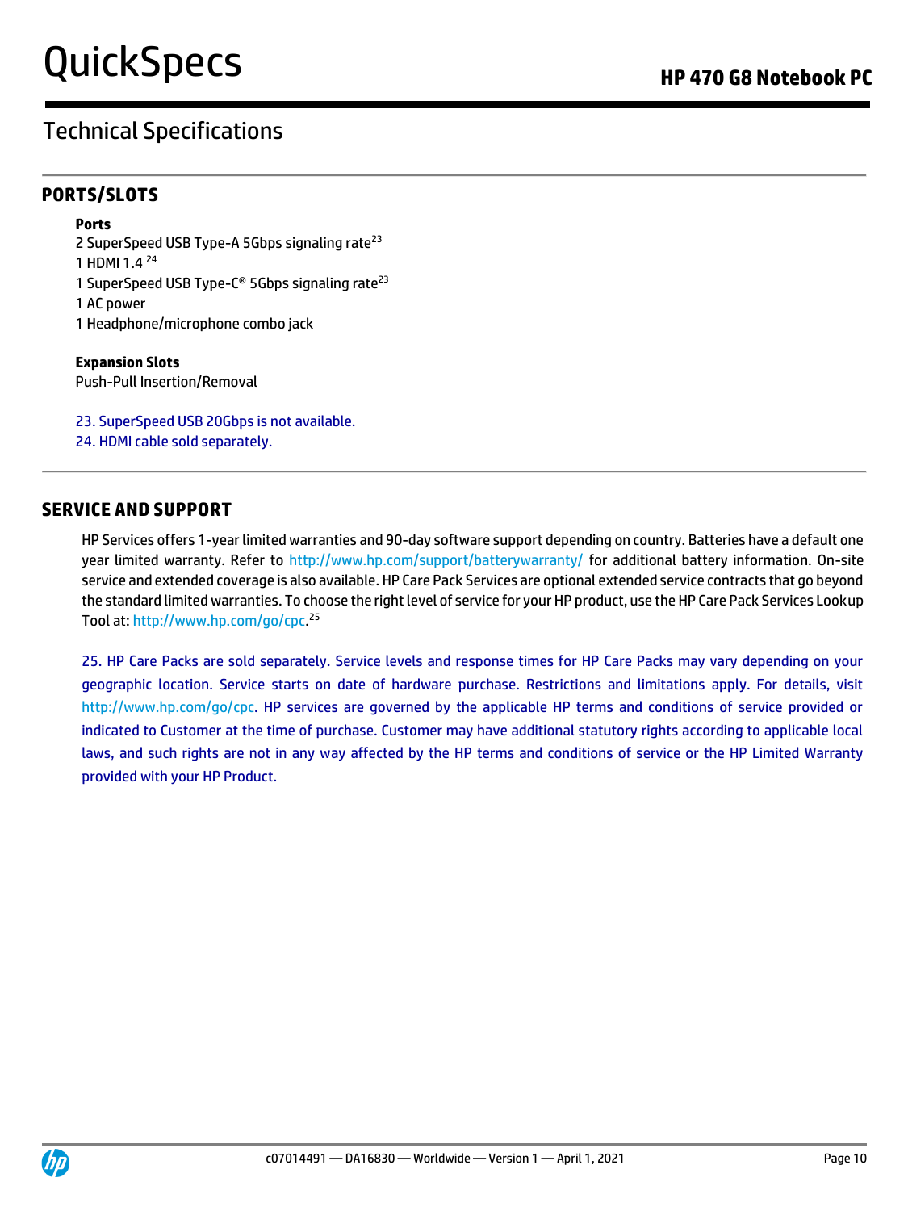## Technical Specifications

### PORTS/SLOTS

**Ports**

2 SuperSpeed USB Type-A 5Gbps signaling rate[23]
1 HDMI 1.4 [24]
1 SuperSpeed USB Type-C® 5Gbps signaling rate[23]
1 AC power
1 Headphone/microphone combo jack

**Expansion Slots**

Push-Pull Insertion/Removal

23. SuperSpeed USB 20Gbps is not available.
24. HDMI cable sold separately.

### SERVICE AND SUPPORT

HP Services offers 1-year limited warranties and 90-day software support depending on country. Batteries have a default one year limited warranty. Refer to http://www.hp.com/support/batterywarranty/ for additional battery information. On-site service and extended coverage is also available. HP Care Pack Services are optional extended service contracts that go beyond the standard limited warranties. To choose the right level of service for your HP product, use the HP Care Pack Services Lookup Tool at: http://www.hp.com/go/cpc.[25]

25. HP Care Packs are sold separately. Service levels and response times for HP Care Packs may vary depending on your geographic location. Service starts on date of hardware purchase. Restrictions and limitations apply. For details, visit http://www.hp.com/go/cpc. HP services are governed by the applicable HP terms and conditions of service provided or indicated to Customer at the time of purchase. Customer may have additional statutory rights according to applicable local laws, and such rights are not in any way affected by the HP terms and conditions of service or the HP Limited Warranty provided with your HP Product.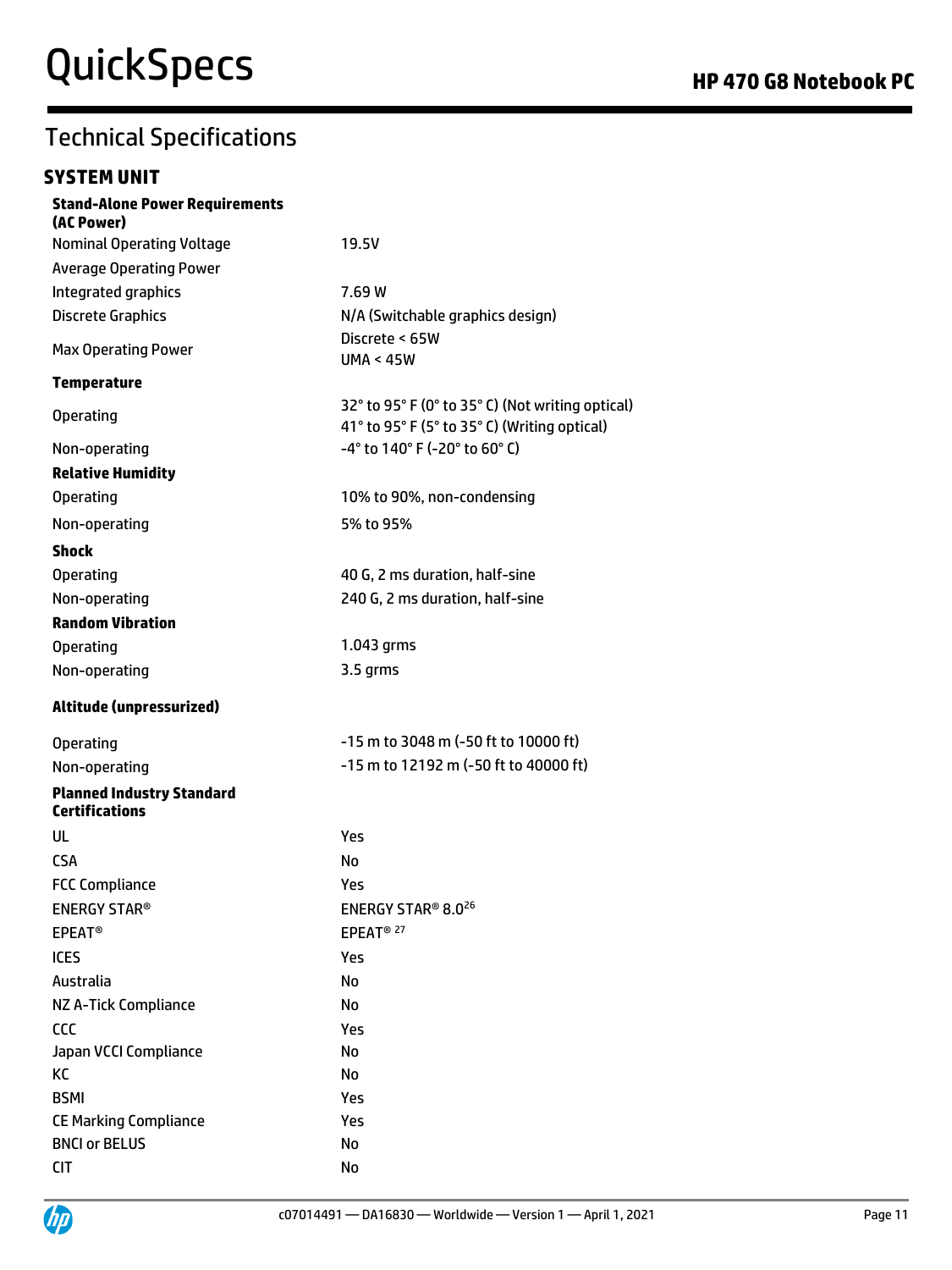# Technical Specifications

## SYSTEM UNIT

| | |
|---|---|
| **Stand-Alone Power Requirements (AC Power)** | |
| Nominal Operating Voltage | 19.5V |
| Average Operating Power | |
| Integrated graphics | 7.69 W |
| Discrete Graphics | N/A (Switchable graphics design) |
| Max Operating Power | Discrete < 65W<br>UMA < 45W |
| **Temperature** | |
| Operating | 32° to 95° F (0° to 35° C) (Not writing optical)<br>41° to 95° F (5° to 35° C) (Writing optical) |
| Non-operating | -4° to 140° F (-20° to 60° C) |
| **Relative Humidity** | |
| Operating | 10% to 90%, non-condensing |
| Non-operating | 5% to 95% |
| **Shock** | |
| Operating | 40 G, 2 ms duration, half-sine |
| Non-operating | 240 G, 2 ms duration, half-sine |
| **Random Vibration** | |
| Operating | 1.043 grms |
| Non-operating | 3.5 grms |
| **Altitude (unpressurized)** | |
| Operating | -15 m to 3048 m (-50 ft to 10000 ft) |
| Non-operating | -15 m to 12192 m (-50 ft to 40000 ft) |
| **Planned Industry Standard Certifications** | |
| UL | Yes |
| CSA | No |
| FCC Compliance | Yes |
| ENERGY STAR® | ENERGY STAR® 8.0[26] |
| EPEAT® | EPEAT® [27] |
| ICES | Yes |
| Australia | No |
| NZ A-Tick Compliance | No |
| CCC | Yes |
| Japan VCCI Compliance | No |
| KC | No |
| BSMI | Yes |
| CE Marking Compliance | Yes |
| BNCI or BELUS | No |
| CIT | No |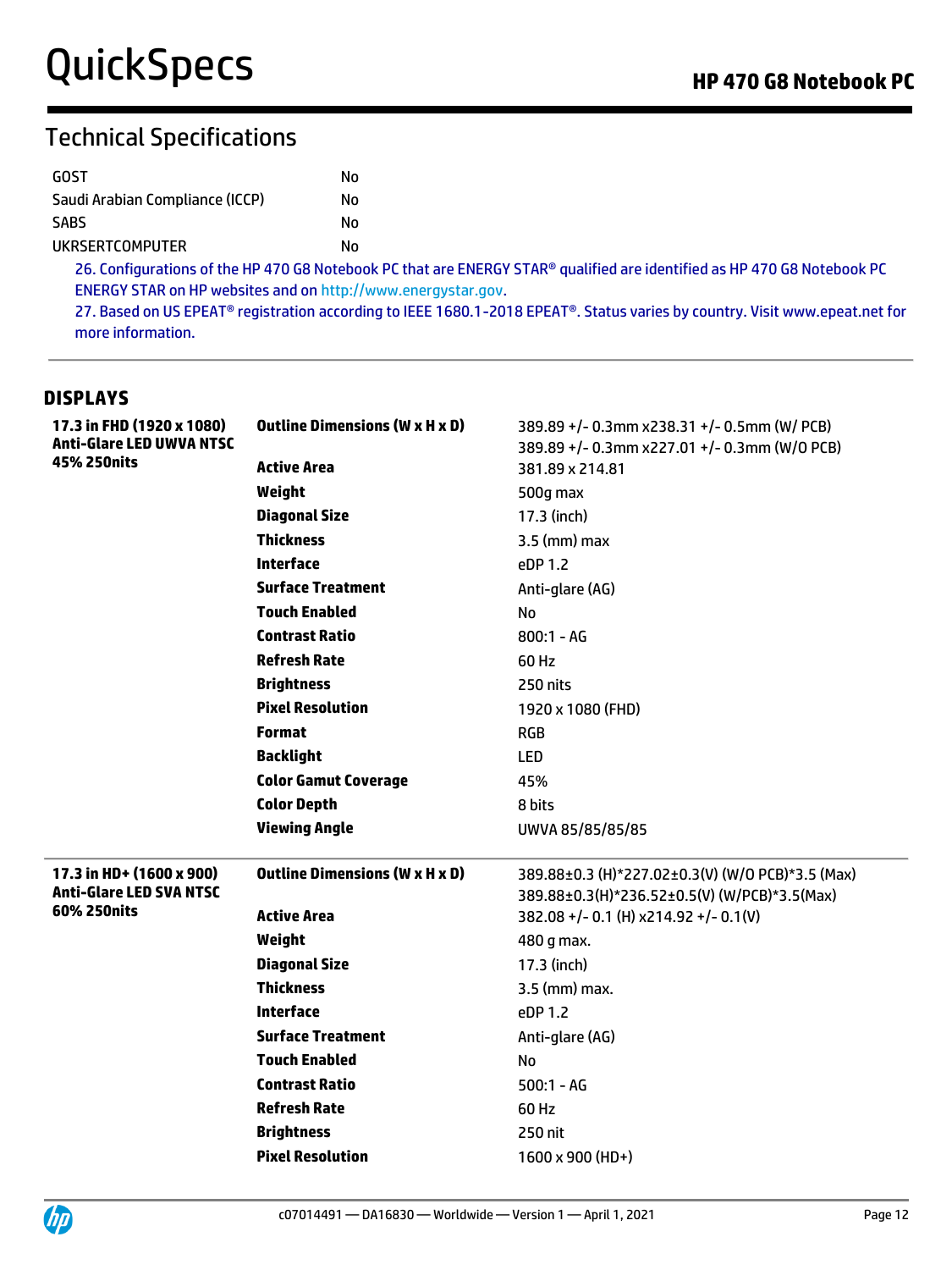## Technical Specifications

| | |
|---|---|
| GOST | No |
| Saudi Arabian Compliance (ICCP) | No |
| SABS | No |
| UKRSERTCOMPUTER | No |

26. Configurations of the HP 470 G8 Notebook PC that are ENERGY STAR® qualified are identified as HP 470 G8 Notebook PC ENERGY STAR on HP websites and on http://www.energystar.gov.
27. Based on US EPEAT® registration according to IEEE 1680.1-2018 EPEAT®. Status varies by country. Visit www.epeat.net for more information.

### DISPLAYS

| | | |
|---|---|---|
| **17.3 in FHD (1920 x 1080) Anti-Glare LED UWVA NTSC 45% 250nits** | **Outline Dimensions (W x H x D)** | 389.89 +/- 0.3mm x238.31 +/- 0.5mm (W/ PCB)<br>389.89 +/- 0.3mm x227.01 +/- 0.3mm (W/O PCB) |
| | **Active Area** | 381.89 x 214.81 |
| | **Weight** | 500g max |
| | **Diagonal Size** | 17.3 (inch) |
| | **Thickness** | 3.5 (mm) max |
| | **Interface** | eDP 1.2 |
| | **Surface Treatment** | Anti-glare (AG) |
| | **Touch Enabled** | No |
| | **Contrast Ratio** | 800:1 - AG |
| | **Refresh Rate** | 60 Hz |
| | **Brightness** | 250 nits |
| | **Pixel Resolution** | 1920 x 1080 (FHD) |
| | **Format** | RGB |
| | **Backlight** | LED |
| | **Color Gamut Coverage** | 45% |
| | **Color Depth** | 8 bits |
| | **Viewing Angle** | UWVA 85/85/85/85 |
| **17.3 in HD+ (1600 x 900) Anti-Glare LED SVA NTSC 60% 250nits** | **Outline Dimensions (W x H x D)** | 389.88±0.3 (H)*227.02±0.3(V) (W/O PCB)*3.5 (Max)<br>389.88±0.3(H)*236.52±0.5(V) (W/PCB)*3.5(Max) |
| | **Active Area** | 382.08 +/- 0.1 (H) x214.92 +/- 0.1(V) |
| | **Weight** | 480 g max. |
| | **Diagonal Size** | 17.3 (inch) |
| | **Thickness** | 3.5 (mm) max. |
| | **Interface** | eDP 1.2 |
| | **Surface Treatment** | Anti-glare (AG) |
| | **Touch Enabled** | No |
| | **Contrast Ratio** | 500:1 - AG |
| | **Refresh Rate** | 60 Hz |
| | **Brightness** | 250 nit |
| | **Pixel Resolution** | 1600 x 900 (HD+) |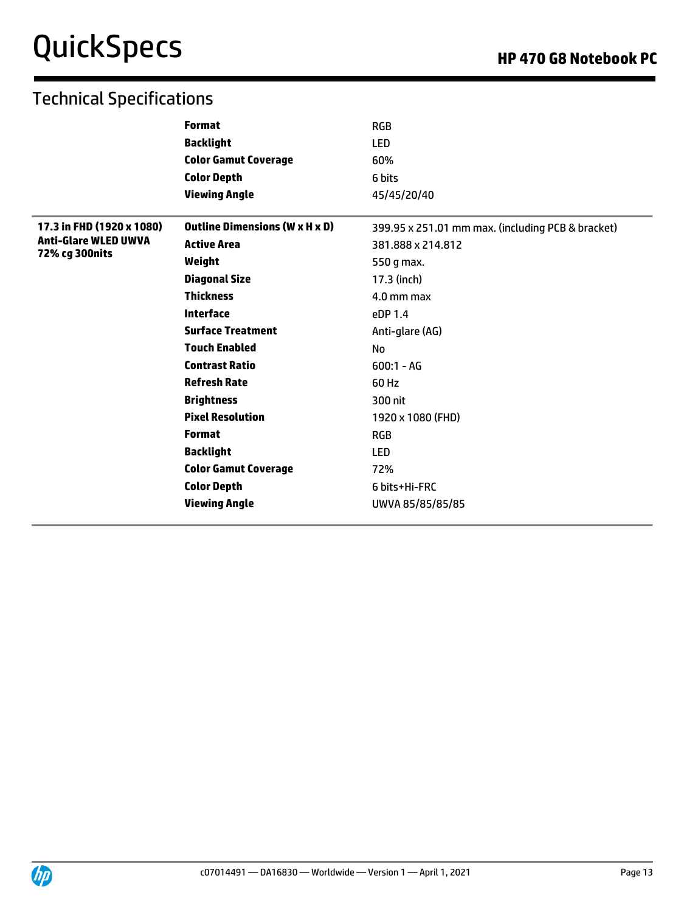## Technical Specifications

| | | |
|---|---|---|
| | **Format** | RGB |
| | **Backlight** | LED |
| | **Color Gamut Coverage** | 60% |
| | **Color Depth** | 6 bits |
| | **Viewing Angle** | 45/45/20/40 |
| **17.3 in FHD (1920 x 1080) Anti-Glare WLED UWVA 72% cg 300nits** | **Outline Dimensions (W x H x D)** | 399.95 x 251.01 mm max. (including PCB & bracket) |
| | **Active Area** | 381.888 x 214.812 |
| | **Weight** | 550 g max. |
| | **Diagonal Size** | 17.3 (inch) |
| | **Thickness** | 4.0 mm max |
| | **Interface** | eDP 1.4 |
| | **Surface Treatment** | Anti-glare (AG) |
| | **Touch Enabled** | No |
| | **Contrast Ratio** | 600:1 - AG |
| | **Refresh Rate** | 60 Hz |
| | **Brightness** | 300 nit |
| | **Pixel Resolution** | 1920 x 1080 (FHD) |
| | **Format** | RGB |
| | **Backlight** | LED |
| | **Color Gamut Coverage** | 72% |
| | **Color Depth** | 6 bits+Hi-FRC |
| | **Viewing Angle** | UWVA 85/85/85/85 |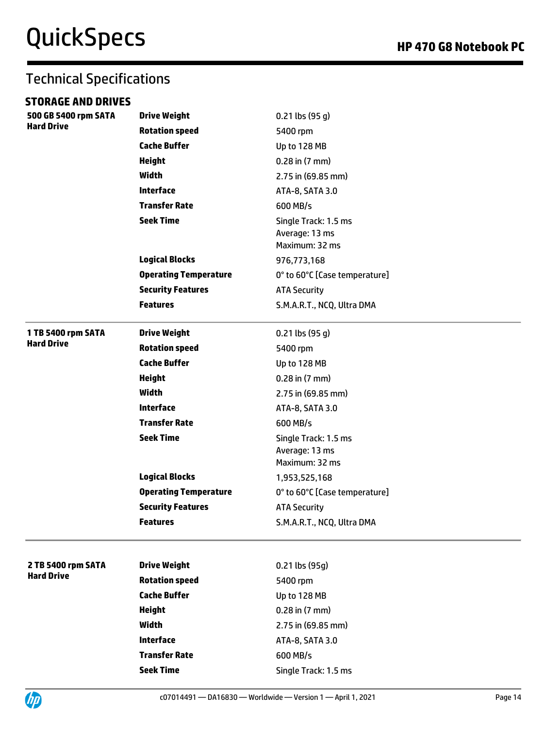## Technical Specifications

### STORAGE AND DRIVES

| | | |
|---|---|---|
| **500 GB 5400 rpm SATA Hard Drive** | **Drive Weight** | 0.21 lbs (95 g) |
| | **Rotation speed** | 5400 rpm |
| | **Cache Buffer** | Up to 128 MB |
| | **Height** | 0.28 in (7 mm) |
| | **Width** | 2.75 in (69.85 mm) |
| | **Interface** | ATA-8, SATA 3.0 |
| | **Transfer Rate** | 600 MB/s |
| | **Seek Time** | Single Track: 1.5 ms<br>Average: 13 ms<br>Maximum: 32 ms |
| | **Logical Blocks** | 976,773,168 |
| | **Operating Temperature** | 0° to 60°C [Case temperature] |
| | **Security Features** | ATA Security |
| | **Features** | S.M.A.R.T., NCQ, Ultra DMA |
| **1 TB 5400 rpm SATA Hard Drive** | **Drive Weight** | 0.21 lbs (95 g) |
| | **Rotation speed** | 5400 rpm |
| | **Cache Buffer** | Up to 128 MB |
| | **Height** | 0.28 in (7 mm) |
| | **Width** | 2.75 in (69.85 mm) |
| | **Interface** | ATA-8, SATA 3.0 |
| | **Transfer Rate** | 600 MB/s |
| | **Seek Time** | Single Track: 1.5 ms<br>Average: 13 ms<br>Maximum: 32 ms |
| | **Logical Blocks** | 1,953,525,168 |
| | **Operating Temperature** | 0° to 60°C [Case temperature] |
| | **Security Features** | ATA Security |
| | **Features** | S.M.A.R.T., NCQ, Ultra DMA |
| **2 TB 5400 rpm SATA Hard Drive** | **Drive Weight** | 0.21 lbs (95g) |
| | **Rotation speed** | 5400 rpm |
| | **Cache Buffer** | Up to 128 MB |
| | **Height** | 0.28 in (7 mm) |
| | **Width** | 2.75 in (69.85 mm) |
| | **Interface** | ATA-8, SATA 3.0 |
| | **Transfer Rate** | 600 MB/s |
| | **Seek Time** | Single Track: 1.5 ms |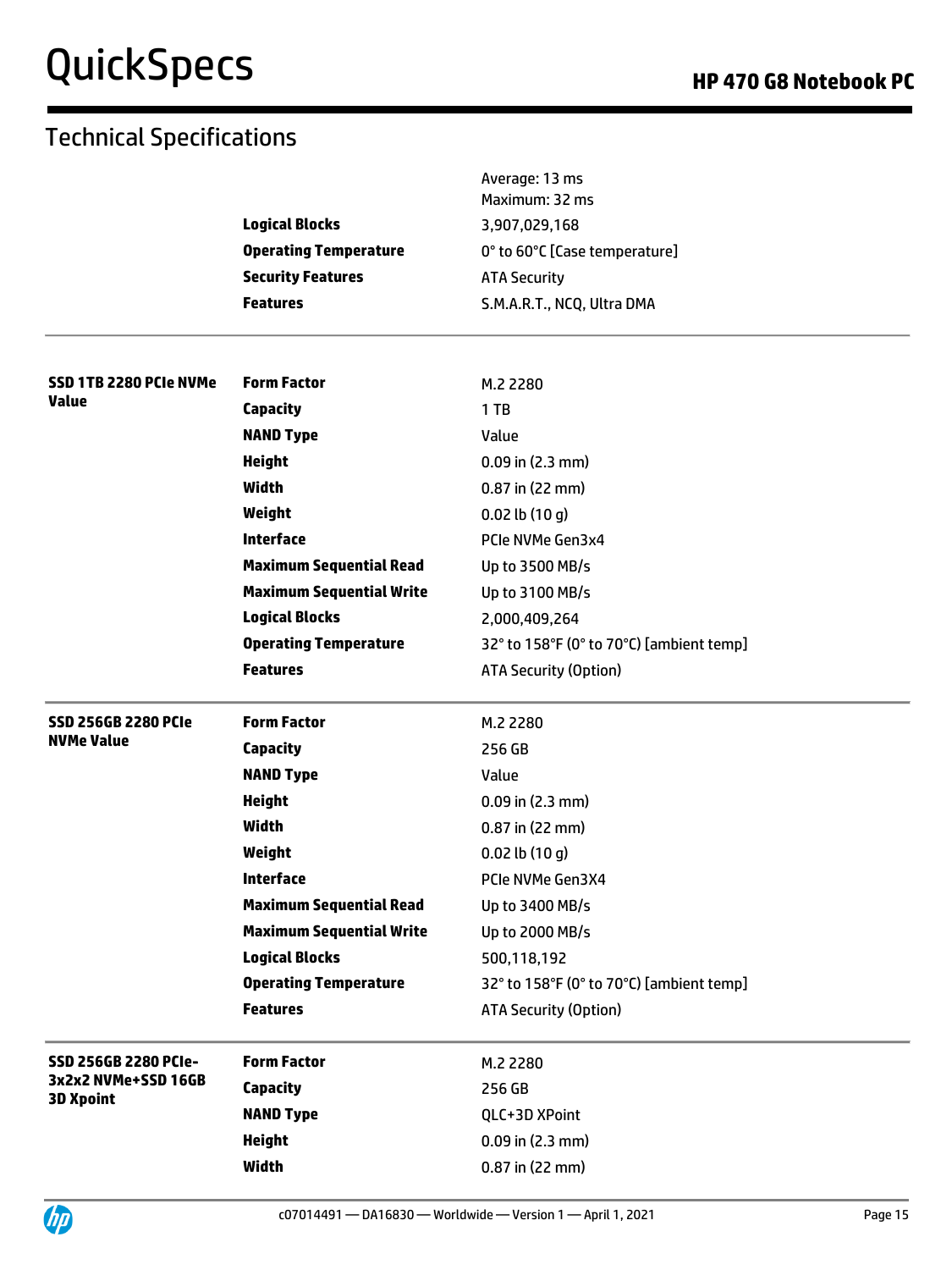## Technical Specifications

| | | |
|---|---|---|
| | | Average: 13 ms<br>Maximum: 32 ms |
| | **Logical Blocks** | 3,907,029,168 |
| | **Operating Temperature** | 0° to 60°C [Case temperature] |
| | **Security Features** | ATA Security |
| | **Features** | S.M.A.R.T., NCQ, Ultra DMA |

| | | |
|---|---|---|
| **SSD 1TB 2280 PCIe NVMe Value** | **Form Factor** | M.2 2280 |
| | **Capacity** | 1 TB |
| | **NAND Type** | Value |
| | **Height** | 0.09 in (2.3 mm) |
| | **Width** | 0.87 in (22 mm) |
| | **Weight** | 0.02 lb (10 g) |
| | **Interface** | PCIe NVMe Gen3x4 |
| | **Maximum Sequential Read** | Up to 3500 MB/s |
| | **Maximum Sequential Write** | Up to 3100 MB/s |
| | **Logical Blocks** | 2,000,409,264 |
| | **Operating Temperature** | 32° to 158°F (0° to 70°C) [ambient temp] |
| | **Features** | ATA Security (Option) |
| **SSD 256GB 2280 PCIe NVMe Value** | **Form Factor** | M.2 2280 |
| | **Capacity** | 256 GB |
| | **NAND Type** | Value |
| | **Height** | 0.09 in (2.3 mm) |
| | **Width** | 0.87 in (22 mm) |
| | **Weight** | 0.02 lb (10 g) |
| | **Interface** | PCIe NVMe Gen3X4 |
| | **Maximum Sequential Read** | Up to 3400 MB/s |
| | **Maximum Sequential Write** | Up to 2000 MB/s |
| | **Logical Blocks** | 500,118,192 |
| | **Operating Temperature** | 32° to 158°F (0° to 70°C) [ambient temp] |
| | **Features** | ATA Security (Option) |
| **SSD 256GB 2280 PCIe-3x2x2 NVMe+SSD 16GB 3D Xpoint** | **Form Factor** | M.2 2280 |
| | **Capacity** | 256 GB |
| | **NAND Type** | QLC+3D XPoint |
| | **Height** | 0.09 in (2.3 mm) |
| | **Width** | 0.87 in (22 mm) |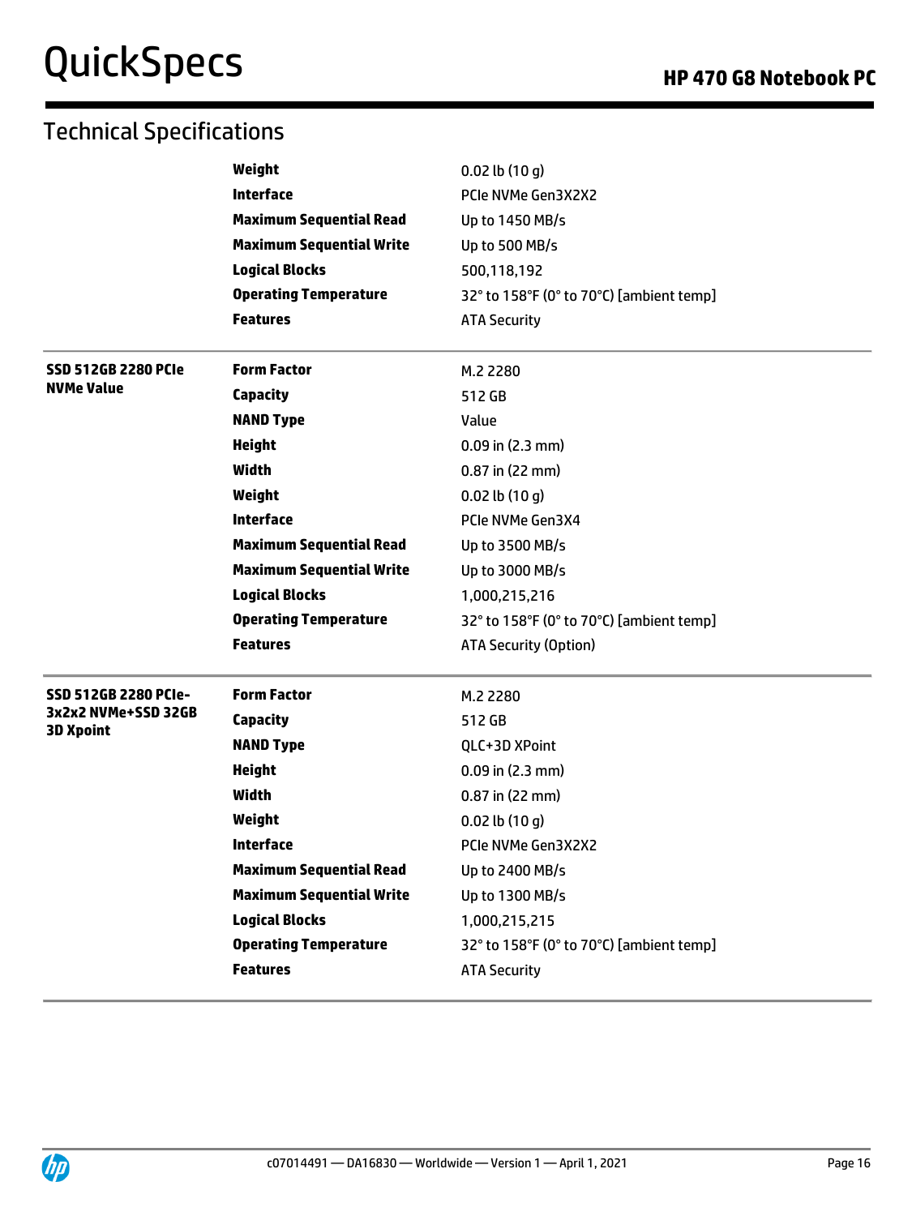## Technical Specifications

| | | |
|---|---|---|
| | **Weight** | 0.02 lb (10 g) |
| | **Interface** | PCIe NVMe Gen3X2X2 |
| | **Maximum Sequential Read** | Up to 1450 MB/s |
| | **Maximum Sequential Write** | Up to 500 MB/s |
| | **Logical Blocks** | 500,118,192 |
| | **Operating Temperature** | 32° to 158°F (0° to 70°C) [ambient temp] |
| | **Features** | ATA Security |
| **SSD 512GB 2280 PCIe NVMe Value** | **Form Factor** | M.2 2280 |
| | **Capacity** | 512 GB |
| | **NAND Type** | Value |
| | **Height** | 0.09 in (2.3 mm) |
| | **Width** | 0.87 in (22 mm) |
| | **Weight** | 0.02 lb (10 g) |
| | **Interface** | PCIe NVMe Gen3X4 |
| | **Maximum Sequential Read** | Up to 3500 MB/s |
| | **Maximum Sequential Write** | Up to 3000 MB/s |
| | **Logical Blocks** | 1,000,215,216 |
| | **Operating Temperature** | 32° to 158°F (0° to 70°C) [ambient temp] |
| | **Features** | ATA Security (Option) |
| **SSD 512GB 2280 PCIe-3x2x2 NVMe+SSD 32GB 3D Xpoint** | **Form Factor** | M.2 2280 |
| | **Capacity** | 512 GB |
| | **NAND Type** | QLC+3D XPoint |
| | **Height** | 0.09 in (2.3 mm) |
| | **Width** | 0.87 in (22 mm) |
| | **Weight** | 0.02 lb (10 g) |
| | **Interface** | PCIe NVMe Gen3X2X2 |
| | **Maximum Sequential Read** | Up to 2400 MB/s |
| | **Maximum Sequential Write** | Up to 1300 MB/s |
| | **Logical Blocks** | 1,000,215,215 |
| | **Operating Temperature** | 32° to 158°F (0° to 70°C) [ambient temp] |
| | **Features** | ATA Security |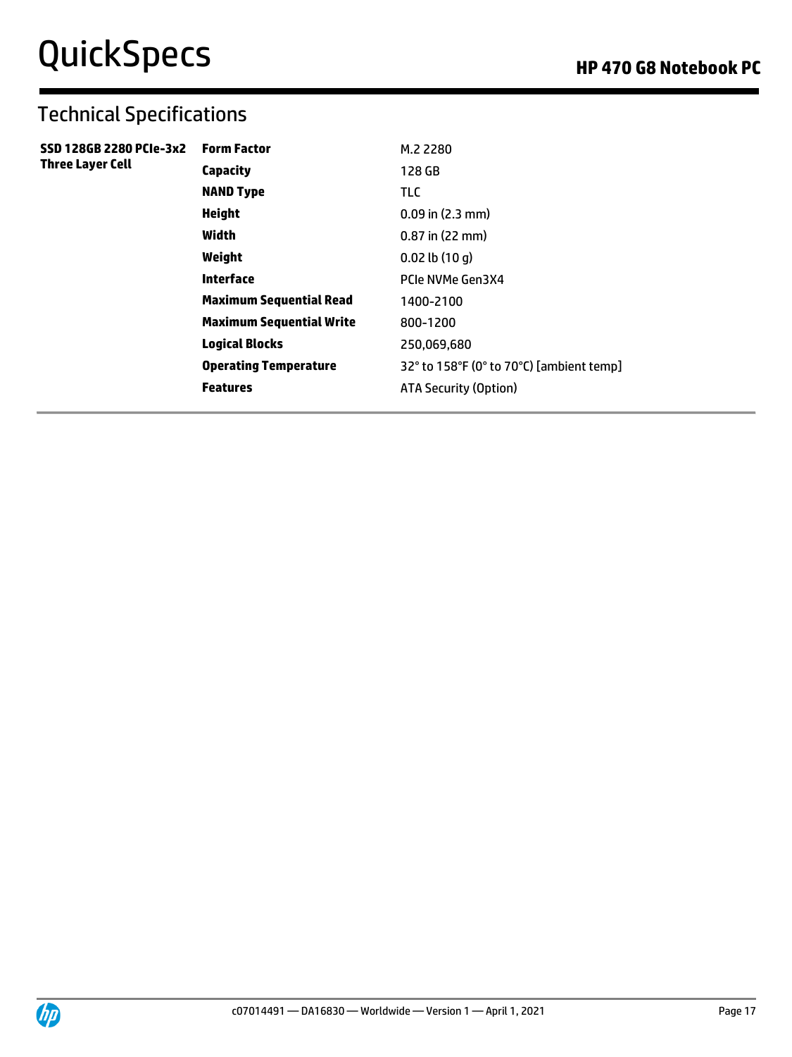## Technical Specifications

| | | |
|---|---|---|
| **SSD 128GB 2280 PCIe-3x2 Three Layer Cell** | **Form Factor** | M.2 2280 |
| | **Capacity** | 128 GB |
| | **NAND Type** | TLC |
| | **Height** | 0.09 in (2.3 mm) |
| | **Width** | 0.87 in (22 mm) |
| | **Weight** | 0.02 lb (10 g) |
| | **Interface** | PCIe NVMe Gen3X4 |
| | **Maximum Sequential Read** | 1400-2100 |
| | **Maximum Sequential Write** | 800-1200 |
| | **Logical Blocks** | 250,069,680 |
| | **Operating Temperature** | 32° to 158°F (0° to 70°C) [ambient temp] |
| | **Features** | ATA Security (Option) |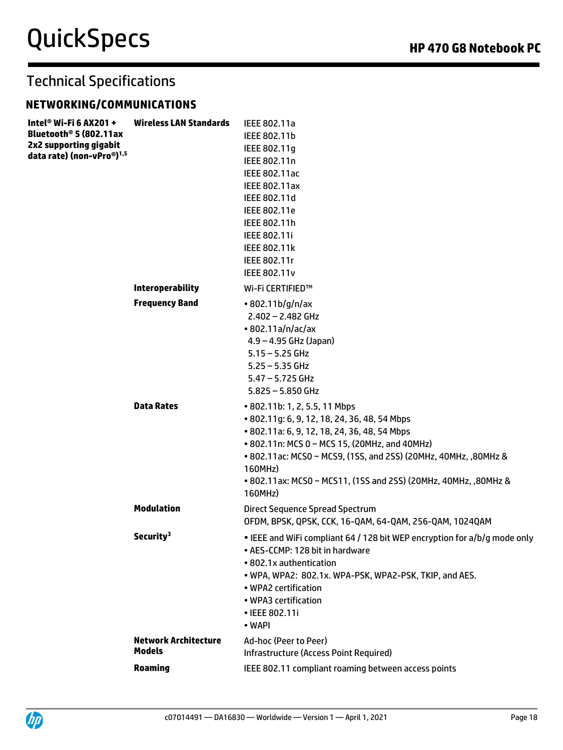## Technical Specifications

### NETWORKING/COMMUNICATIONS

| | | |
|---|---|---|
| **Intel® Wi-Fi 6 AX201 + Bluetooth® 5 (802.11ax 2x2 supporting gigabit data rate) (non-vPro®)[1,5]** | **Wireless LAN Standards** | IEEE 802.11a<br>IEEE 802.11b<br>IEEE 802.11g<br>IEEE 802.11n<br>IEEE 802.11ac<br>IEEE 802.11ax<br>IEEE 802.11d<br>IEEE 802.11e<br>IEEE 802.11h<br>IEEE 802.11i<br>IEEE 802.11k<br>IEEE 802.11r<br>IEEE 802.11v |
| | **Interoperability** | Wi-Fi CERTIFIED™ |
| | **Frequency Band** | • 802.11b/g/n/ax<br>2.402 – 2.482 GHz<br>• 802.11a/n/ac/ax<br>4.9 – 4.95 GHz (Japan)<br>5.15 – 5.25 GHz<br>5.25 – 5.35 GHz<br>5.47 – 5.725 GHz<br>5.825 – 5.850 GHz |
| | **Data Rates** | • 802.11b: 1, 2, 5.5, 11 Mbps<br>• 802.11g: 6, 9, 12, 18, 24, 36, 48, 54 Mbps<br>• 802.11a: 6, 9, 12, 18, 24, 36, 48, 54 Mbps<br>• 802.11n: MCS 0 ~ MCS 15, (20MHz, and 40MHz)<br>• 802.11ac: MCS0 ~ MCS9, (1SS, and 2SS) (20MHz, 40MHz, ,80MHz & 160MHz)<br>• 802.11ax: MCS0 ~ MCS11, (1SS and 2SS) (20MHz, 40MHz, ,80MHz & 160MHz) |
| | **Modulation** | Direct Sequence Spread Spectrum<br>OFDM, BPSK, QPSK, CCK, 16-QAM, 64-QAM, 256-QAM, 1024QAM |
| | **Security[3]** | • IEEE and WiFi compliant 64 / 128 bit WEP encryption for a/b/g mode only<br>• AES-CCMP: 128 bit in hardware<br>• 802.1x authentication<br>• WPA, WPA2: 802.1x. WPA-PSK, WPA2-PSK, TKIP, and AES.<br>• WPA2 certification<br>• WPA3 certification<br>• IEEE 802.11i<br>• WAPI |
| | **Network Architecture Models** | Ad-hoc (Peer to Peer)<br>Infrastructure (Access Point Required) |
| | **Roaming** | IEEE 802.11 compliant roaming between access points |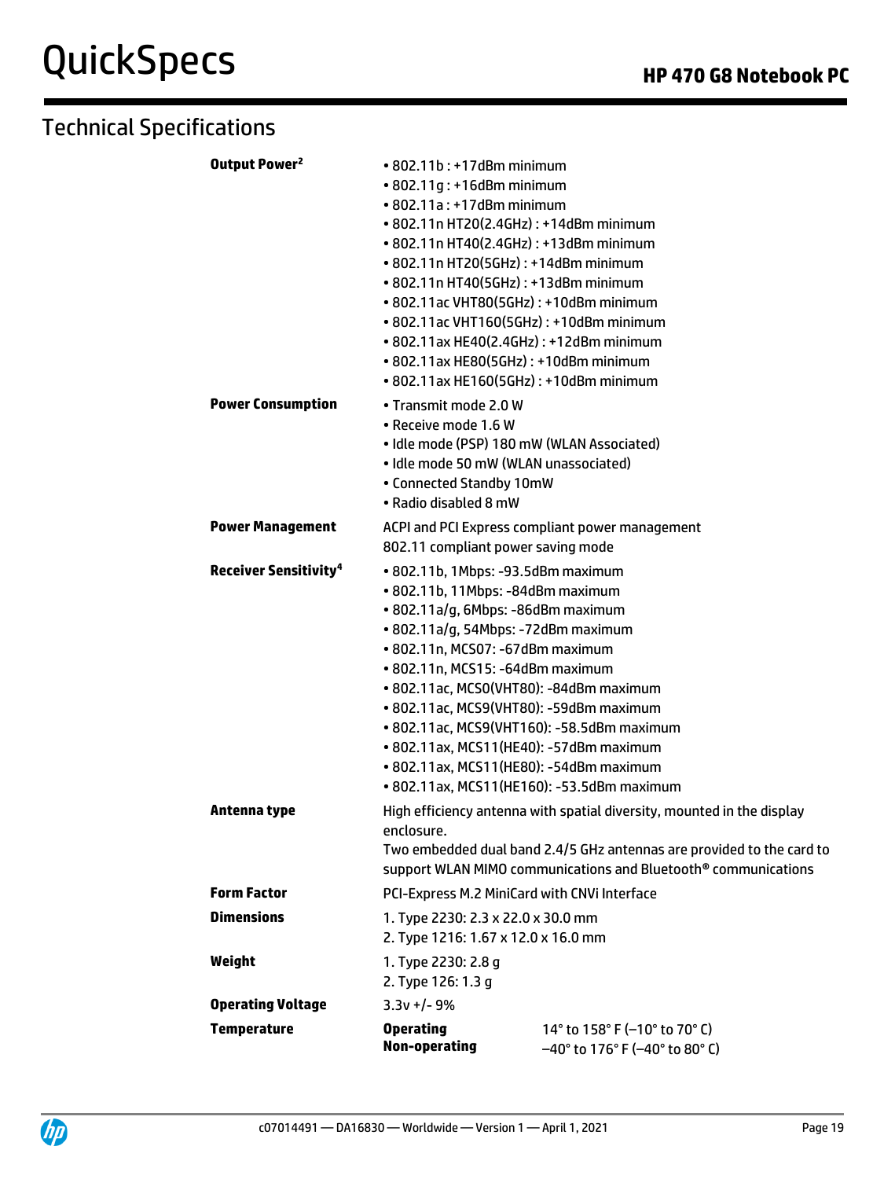## Technical Specifications

| | | |
|---|---|---|
| **Output Power[2]** | • 802.11b : +17dBm minimum<br>• 802.11g : +16dBm minimum<br>• 802.11a : +17dBm minimum<br>• 802.11n HT20(2.4GHz) : +14dBm minimum<br>• 802.11n HT40(2.4GHz) : +13dBm minimum<br>• 802.11n HT20(5GHz) : +14dBm minimum<br>• 802.11n HT40(5GHz) : +13dBm minimum<br>• 802.11ac VHT80(5GHz) : +10dBm minimum<br>• 802.11ac VHT160(5GHz) : +10dBm minimum<br>• 802.11ax HE40(2.4GHz) : +12dBm minimum<br>• 802.11ax HE80(5GHz) : +10dBm minimum<br>• 802.11ax HE160(5GHz) : +10dBm minimum | |
| **Power Consumption** | • Transmit mode 2.0 W<br>• Receive mode 1.6 W<br>• Idle mode (PSP) 180 mW (WLAN Associated)<br>• Idle mode 50 mW (WLAN unassociated)<br>• Connected Standby 10mW<br>• Radio disabled 8 mW | |
| **Power Management** | ACPI and PCI Express compliant power management<br>802.11 compliant power saving mode | |
| **Receiver Sensitivity[4]** | • 802.11b, 1Mbps: -93.5dBm maximum<br>• 802.11b, 11Mbps: -84dBm maximum<br>• 802.11a/g, 6Mbps: -86dBm maximum<br>• 802.11a/g, 54Mbps: -72dBm maximum<br>• 802.11n, MCS07: -67dBm maximum<br>• 802.11n, MCS15: -64dBm maximum<br>• 802.11ac, MCS0(VHT80): -84dBm maximum<br>• 802.11ac, MCS9(VHT80): -59dBm maximum<br>• 802.11ac, MCS9(VHT160): -58.5dBm maximum<br>• 802.11ax, MCS11(HE40): -57dBm maximum<br>• 802.11ax, MCS11(HE80): -54dBm maximum<br>• 802.11ax, MCS11(HE160): -53.5dBm maximum | |
| **Antenna type** | High efficiency antenna with spatial diversity, mounted in the display enclosure.<br>Two embedded dual band 2.4/5 GHz antennas are provided to the card to support WLAN MIMO communications and Bluetooth® communications | |
| **Form Factor** | PCI-Express M.2 MiniCard with CNVi Interface | |
| **Dimensions** | 1. Type 2230: 2.3 x 22.0 x 30.0 mm<br>2. Type 1216: 1.67 x 12.0 x 16.0 mm | |
| **Weight** | 1. Type 2230: 2.8 g<br>2. Type 126: 1.3 g | |
| **Operating Voltage** | 3.3v +/- 9% | |
| **Temperature** | **Operating** | 14° to 158° F (–10° to 70° C) |
| | **Non-operating** | –40° to 176° F (–40° to 80° C) |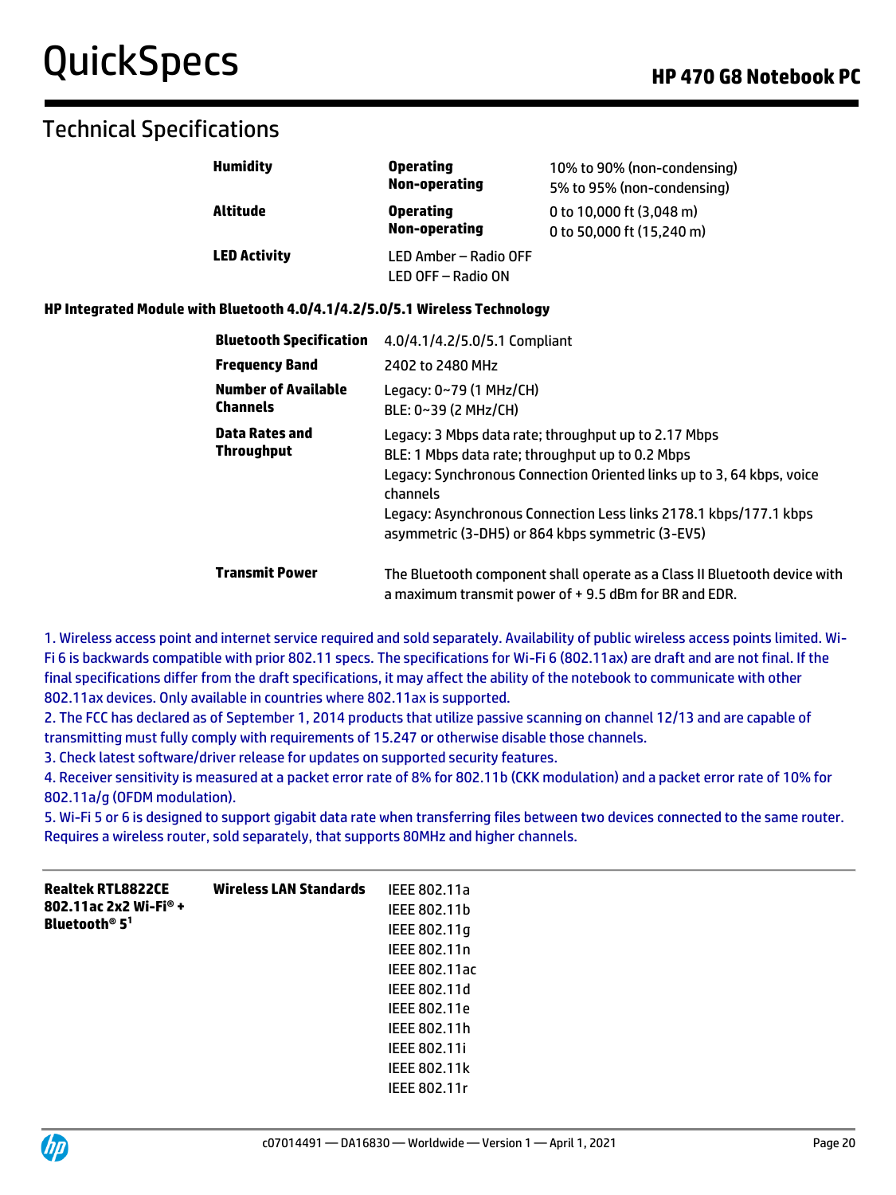## Technical Specifications

| | | |
|---|---|---|
| **Humidity** | **Operating**<br>**Non-operating** | 10% to 90% (non-condensing)<br>5% to 95% (non-condensing) |
| **Altitude** | **Operating**<br>**Non-operating** | 0 to 10,000 ft (3,048 m)<br>0 to 50,000 ft (15,240 m) |
| **LED Activity** | LED Amber – Radio OFF<br>LED OFF – Radio ON | |

**HP Integrated Module with Bluetooth 4.0/4.1/4.2/5.0/5.1 Wireless Technology**

| | |
|---|---|
| **Bluetooth Specification** | 4.0/4.1/4.2/5.0/5.1 Compliant |
| **Frequency Band** | 2402 to 2480 MHz |
| **Number of Available Channels** | Legacy: 0~79 (1 MHz/CH)<br>BLE: 0~39 (2 MHz/CH) |
| **Data Rates and Throughput** | Legacy: 3 Mbps data rate; throughput up to 2.17 Mbps<br>BLE: 1 Mbps data rate; throughput up to 0.2 Mbps<br>Legacy: Synchronous Connection Oriented links up to 3, 64 kbps, voice channels<br>Legacy: Asynchronous Connection Less links 2178.1 kbps/177.1 kbps asymmetric (3-DH5) or 864 kbps symmetric (3-EV5) |
| **Transmit Power** | The Bluetooth component shall operate as a Class II Bluetooth device with a maximum transmit power of + 9.5 dBm for BR and EDR. |

1. Wireless access point and internet service required and sold separately. Availability of public wireless access points limited. Wi-Fi 6 is backwards compatible with prior 802.11 specs. The specifications for Wi-Fi 6 (802.11ax) are draft and are not final. If the final specifications differ from the draft specifications, it may affect the ability of the notebook to communicate with other 802.11ax devices. Only available in countries where 802.11ax is supported.
2. The FCC has declared as of September 1, 2014 products that utilize passive scanning on channel 12/13 and are capable of transmitting must fully comply with requirements of 15.247 or otherwise disable those channels.
3. Check latest software/driver release for updates on supported security features.
4. Receiver sensitivity is measured at a packet error rate of 8% for 802.11b (CKK modulation) and a packet error rate of 10% for 802.11a/g (OFDM modulation).
5. Wi-Fi 5 or 6 is designed to support gigabit data rate when transferring files between two devices connected to the same router. Requires a wireless router, sold separately, that supports 80MHz and higher channels.

---

| | | |
|---|---|---|
| **Realtek RTL8822CE 802.11ac 2x2 Wi-Fi® + Bluetooth® 5[1]** | **Wireless LAN Standards** | IEEE 802.11a<br>IEEE 802.11b<br>IEEE 802.11g<br>IEEE 802.11n<br>IEEE 802.11ac<br>IEEE 802.11d<br>IEEE 802.11e<br>IEEE 802.11h<br>IEEE 802.11i<br>IEEE 802.11k<br>IEEE 802.11r |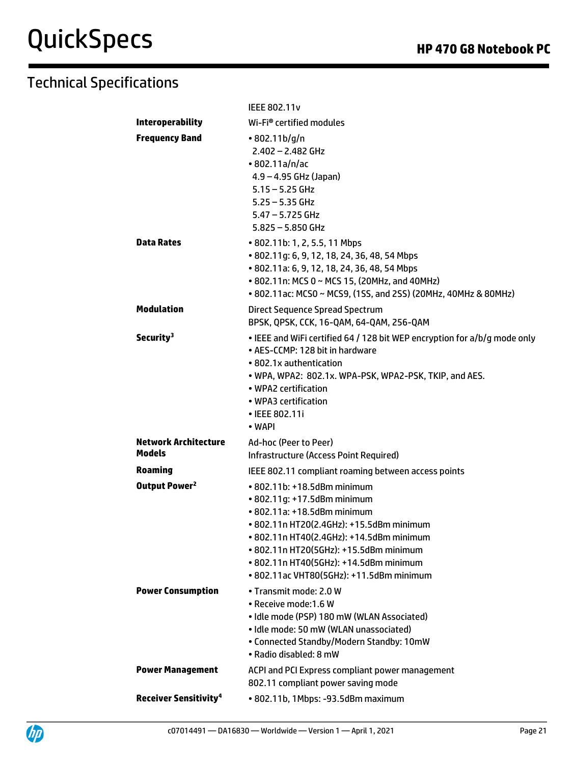## Technical Specifications

| | |
|---|---|
| | IEEE 802.11v |
| **Interoperability** | Wi-Fi® certified modules |
| **Frequency Band** | • 802.11b/g/n<br>2.402 – 2.482 GHz<br>• 802.11a/n/ac<br>4.9 – 4.95 GHz (Japan)<br>5.15 – 5.25 GHz<br>5.25 – 5.35 GHz<br>5.47 – 5.725 GHz<br>5.825 – 5.850 GHz |
| **Data Rates** | • 802.11b: 1, 2, 5.5, 11 Mbps<br>• 802.11g: 6, 9, 12, 18, 24, 36, 48, 54 Mbps<br>• 802.11a: 6, 9, 12, 18, 24, 36, 48, 54 Mbps<br>• 802.11n: MCS 0 ~ MCS 15, (20MHz, and 40MHz)<br>• 802.11ac: MCS0 ~ MCS9, (1SS, and 2SS) (20MHz, 40MHz & 80MHz) |
| **Modulation** | Direct Sequence Spread Spectrum<br>BPSK, QPSK, CCK, 16-QAM, 64-QAM, 256-QAM |
| **Security**[3] | • IEEE and WiFi certified 64 / 128 bit WEP encryption for a/b/g mode only<br>• AES-CCMP: 128 bit in hardware<br>• 802.1x authentication<br>• WPA, WPA2: 802.1x. WPA-PSK, WPA2-PSK, TKIP, and AES.<br>• WPA2 certification<br>• WPA3 certification<br>• IEEE 802.11i<br>• WAPI |
| **Network Architecture Models** | Ad-hoc (Peer to Peer)<br>Infrastructure (Access Point Required) |
| **Roaming** | IEEE 802.11 compliant roaming between access points |
| **Output Power**[2] | • 802.11b: +18.5dBm minimum<br>• 802.11g: +17.5dBm minimum<br>• 802.11a: +18.5dBm minimum<br>• 802.11n HT20(2.4GHz): +15.5dBm minimum<br>• 802.11n HT40(2.4GHz): +14.5dBm minimum<br>• 802.11n HT20(5GHz): +15.5dBm minimum<br>• 802.11n HT40(5GHz): +14.5dBm minimum<br>• 802.11ac VHT80(5GHz): +11.5dBm minimum |
| **Power Consumption** | • Transmit mode: 2.0 W<br>• Receive mode:1.6 W<br>• Idle mode (PSP) 180 mW (WLAN Associated)<br>• Idle mode: 50 mW (WLAN unassociated)<br>• Connected Standby/Modern Standby: 10mW<br>• Radio disabled: 8 mW |
| **Power Management** | ACPI and PCI Express compliant power management<br>802.11 compliant power saving mode |
| **Receiver Sensitivity**[4] | • 802.11b, 1Mbps: -93.5dBm maximum |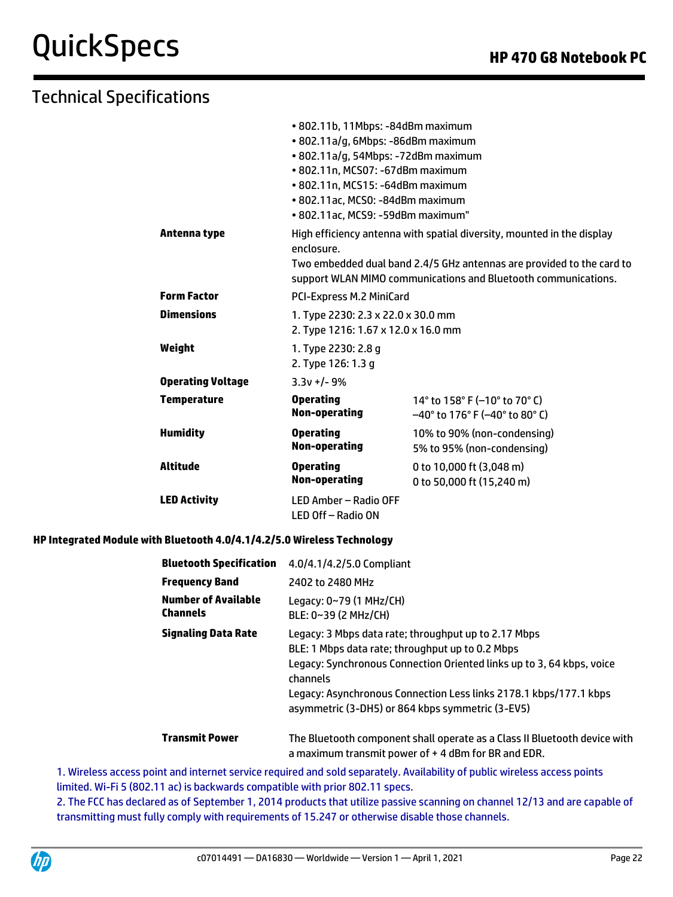## Technical Specifications

| | | |
|---|---|---|
| | • 802.11b, 11Mbps: -84dBm maximum<br>• 802.11a/g, 6Mbps: -86dBm maximum<br>• 802.11a/g, 54Mbps: -72dBm maximum<br>• 802.11n, MCS07: -67dBm maximum<br>• 802.11n, MCS15: -64dBm maximum<br>• 802.11ac, MCS0: -84dBm maximum<br>• 802.11ac, MCS9: -59dBm maximum" | |
| **Antenna type** | High efficiency antenna with spatial diversity, mounted in the display enclosure.<br>Two embedded dual band 2.4/5 GHz antennas are provided to the card to support WLAN MIMO communications and Bluetooth communications. | |
| **Form Factor** | PCI-Express M.2 MiniCard | |
| **Dimensions** | 1. Type 2230: 2.3 x 22.0 x 30.0 mm<br>2. Type 1216: 1.67 x 12.0 x 16.0 mm | |
| **Weight** | 1. Type 2230: 2.8 g<br>2. Type 126: 1.3 g | |
| **Operating Voltage** | 3.3v +/- 9% | |
| **Temperature** | **Operating**<br>**Non-operating** | 14° to 158° F (–10° to 70° C)<br>–40° to 176° F (–40° to 80° C) |
| **Humidity** | **Operating**<br>**Non-operating** | 10% to 90% (non-condensing)<br>5% to 95% (non-condensing) |
| **Altitude** | **Operating**<br>**Non-operating** | 0 to 10,000 ft (3,048 m)<br>0 to 50,000 ft (15,240 m) |
| **LED Activity** | LED Amber – Radio OFF<br>LED Off – Radio ON | |

**HP Integrated Module with Bluetooth 4.0/4.1/4.2/5.0 Wireless Technology**

| | |
|---|---|
| **Bluetooth Specification** | 4.0/4.1/4.2/5.0 Compliant |
| **Frequency Band** | 2402 to 2480 MHz |
| **Number of Available Channels** | Legacy: 0~79 (1 MHz/CH)<br>BLE: 0~39 (2 MHz/CH) |
| **Signaling Data Rate** | Legacy: 3 Mbps data rate; throughput up to 2.17 Mbps<br>BLE: 1 Mbps data rate; throughput up to 0.2 Mbps<br>Legacy: Synchronous Connection Oriented links up to 3, 64 kbps, voice channels<br>Legacy: Asynchronous Connection Less links 2178.1 kbps/177.1 kbps asymmetric (3-DH5) or 864 kbps symmetric (3-EV5) |
| **Transmit Power** | The Bluetooth component shall operate as a Class II Bluetooth device with a maximum transmit power of + 4 dBm for BR and EDR. |

1. Wireless access point and internet service required and sold separately. Availability of public wireless access points limited. Wi-Fi 5 (802.11 ac) is backwards compatible with prior 802.11 specs.
2. The FCC has declared as of September 1, 2014 products that utilize passive scanning on channel 12/13 and are capable of transmitting must fully comply with requirements of 15.247 or otherwise disable those channels.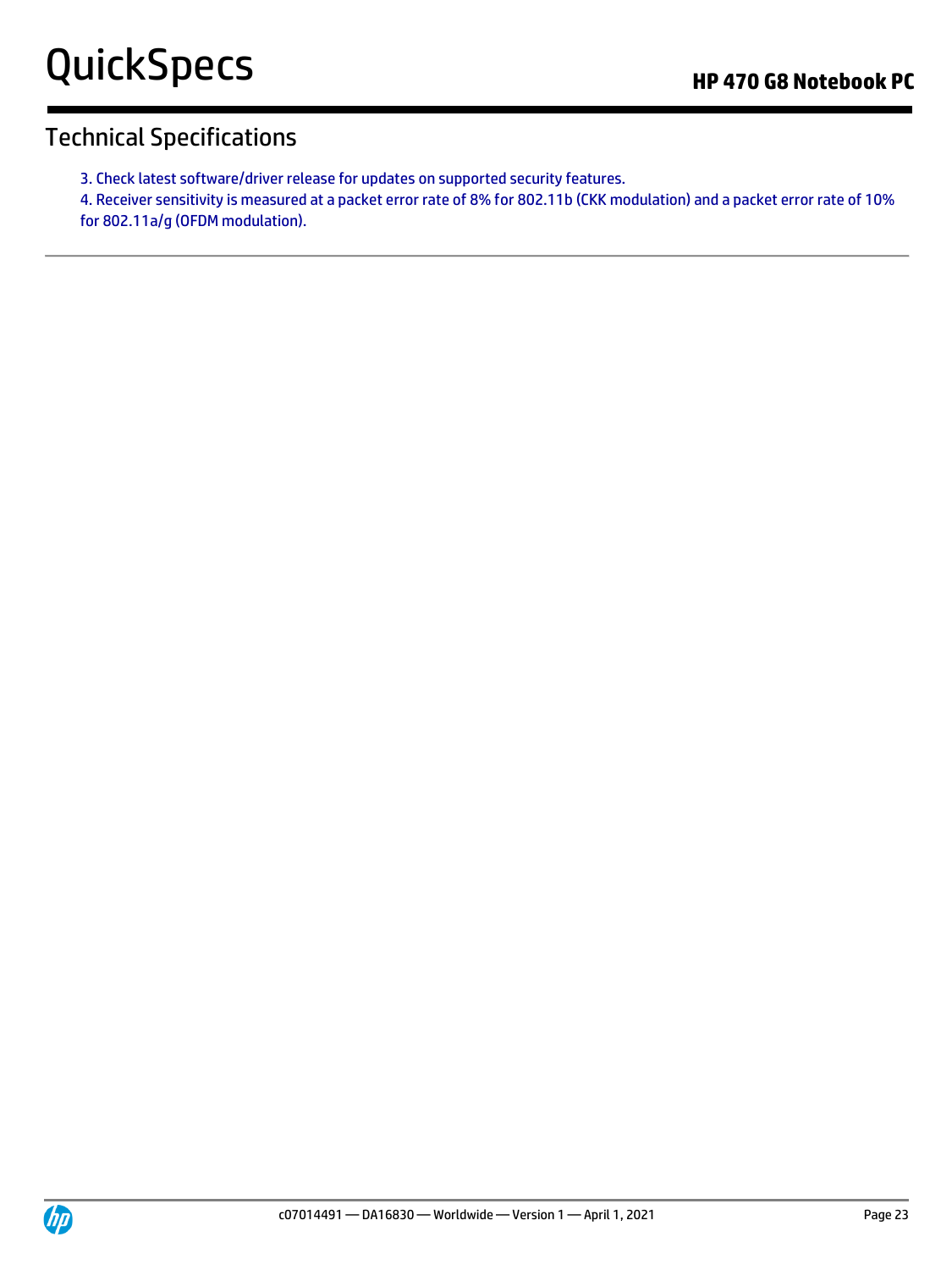## Technical Specifications

3. Check latest software/driver release for updates on supported security features.

4. Receiver sensitivity is measured at a packet error rate of 8% for 802.11b (CKK modulation) and a packet error rate of 10% for 802.11a/g (OFDM modulation).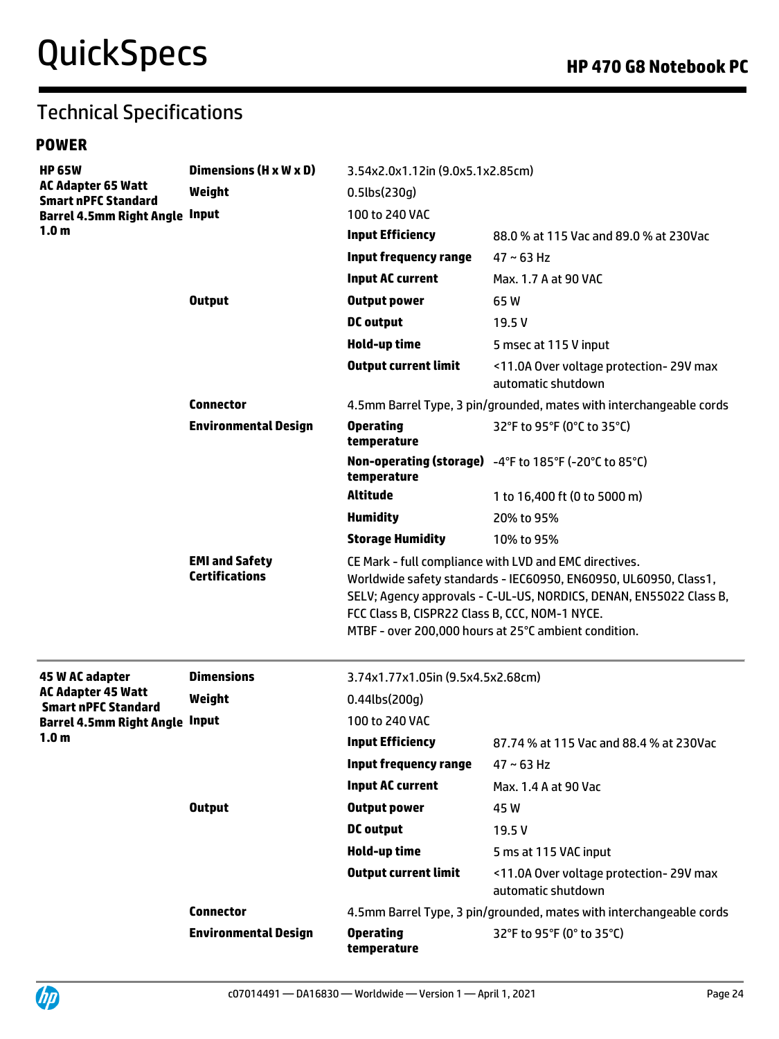## Technical Specifications

### POWER

| | | | |
|---|---|---|---|
| **HP 65W AC Adapter 65 Watt Smart nPFC Standard Barrel 4.5mm Right Angle 1.0 m** | **Dimensions (H x W x D)** | 3.54x2.0x1.12in (9.0x5.1x2.85cm) | |
| | **Weight** | 0.5lbs(230g) | |
| | **Input** | 100 to 240 VAC | |
| | | **Input Efficiency** | 88.0 % at 115 Vac and 89.0 % at 230Vac |
| | | **Input frequency range** | 47 ~ 63 Hz |
| | | **Input AC current** | Max. 1.7 A at 90 VAC |
| | **Output** | **Output power** | 65 W |
| | | **DC output** | 19.5 V |
| | | **Hold-up time** | 5 msec at 115 V input |
| | | **Output current limit** | <11.0A Over voltage protection- 29V max automatic shutdown |
| | **Connector** | 4.5mm Barrel Type, 3 pin/grounded, mates with interchangeable cords | |
| | **Environmental Design** | **Operating temperature** | 32°F to 95°F (0°C to 35°C) |
| | | **Non-operating (storage) temperature** | -4°F to 185°F (-20°C to 85°C) |
| | | **Altitude** | 1 to 16,400 ft (0 to 5000 m) |
| | | **Humidity** | 20% to 95% |
| | | **Storage Humidity** | 10% to 95% |
| | **EMI and Safety Certifications** | CE Mark - full compliance with LVD and EMC directives.<br>Worldwide safety standards - IEC60950, EN60950, UL60950, Class1, SELV; Agency approvals - C-UL-US, NORDICS, DENAN, EN55022 Class B, FCC Class B, CISPR22 Class B, CCC, NOM-1 NYCE.<br>MTBF - over 200,000 hours at 25°C ambient condition. | |
| **45 W AC adapter AC Adapter 45 Watt Smart nPFC Standard Barrel 4.5mm Right Angle 1.0 m** | **Dimensions** | 3.74x1.77x1.05in (9.5x4.5x2.68cm) | |
| | **Weight** | 0.44lbs(200g) | |
| | **Input** | 100 to 240 VAC | |
| | | **Input Efficiency** | 87.74 % at 115 Vac and 88.4 % at 230Vac |
| | | **Input frequency range** | 47 ~ 63 Hz |
| | | **Input AC current** | Max. 1.4 A at 90 Vac |
| | **Output** | **Output power** | 45 W |
| | | **DC output** | 19.5 V |
| | | **Hold-up time** | 5 ms at 115 VAC input |
| | | **Output current limit** | <11.0A Over voltage protection- 29V max automatic shutdown |
| | **Connector** | 4.5mm Barrel Type, 3 pin/grounded, mates with interchangeable cords | |
| | **Environmental Design** | **Operating temperature** | 32°F to 95°F (0° to 35°C) |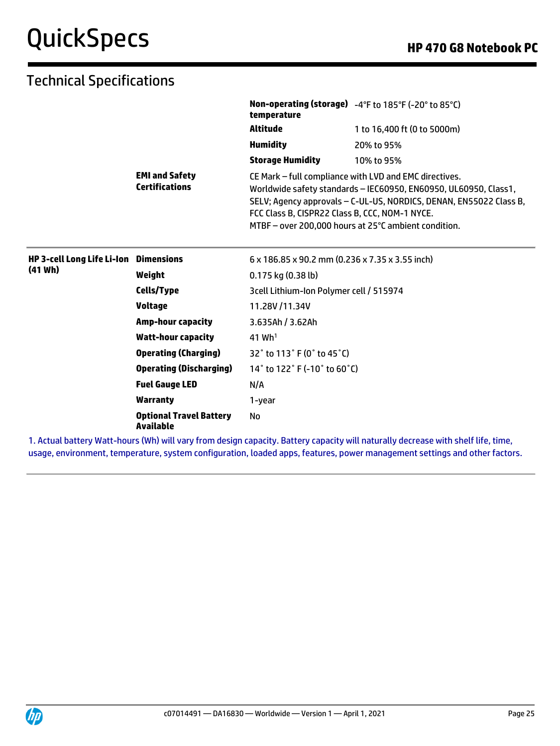## Technical Specifications

| | | | |
|---|---|---|---|
| | | **Non-operating (storage) temperature** | -4°F to 185°F (-20° to 85°C) |
| | | **Altitude** | 1 to 16,400 ft (0 to 5000m) |
| | | **Humidity** | 20% to 95% |
| | | **Storage Humidity** | 10% to 95% |
| | **EMI and Safety Certifications** | CE Mark – full compliance with LVD and EMC directives. Worldwide safety standards – IEC60950, EN60950, UL60950, Class1, SELV; Agency approvals – C-UL-US, NORDICS, DENAN, EN55022 Class B, FCC Class B, CISPR22 Class B, CCC, NOM-1 NYCE. MTBF – over 200,000 hours at 25°C ambient condition. | |

| | | |
|---|---|---|
| **HP 3-cell Long Life Li-Ion (41 Wh)** | **Dimensions** | 6 x 186.85 x 90.2 mm (0.236 x 7.35 x 3.55 inch) |
| | **Weight** | 0.175 kg (0.38 lb) |
| | **Cells/Type** | 3cell Lithium-Ion Polymer cell / 515974 |
| | **Voltage** | 11.28V /11.34V |
| | **Amp-hour capacity** | 3.635Ah / 3.62Ah |
| | **Watt-hour capacity** | 41 Wh[1] |
| | **Operating (Charging)** | 32˚ to 113˚ F (0˚ to 45˚C) |
| | **Operating (Discharging)** | 14˚ to 122˚ F (-10˚ to 60˚C) |
| | **Fuel Gauge LED** | N/A |
| | **Warranty** | 1-year |
| | **Optional Travel Battery Available** | No |

1. Actual battery Watt-hours (Wh) will vary from design capacity. Battery capacity will naturally decrease with shelf life, time, usage, environment, temperature, system configuration, loaded apps, features, power management settings and other factors.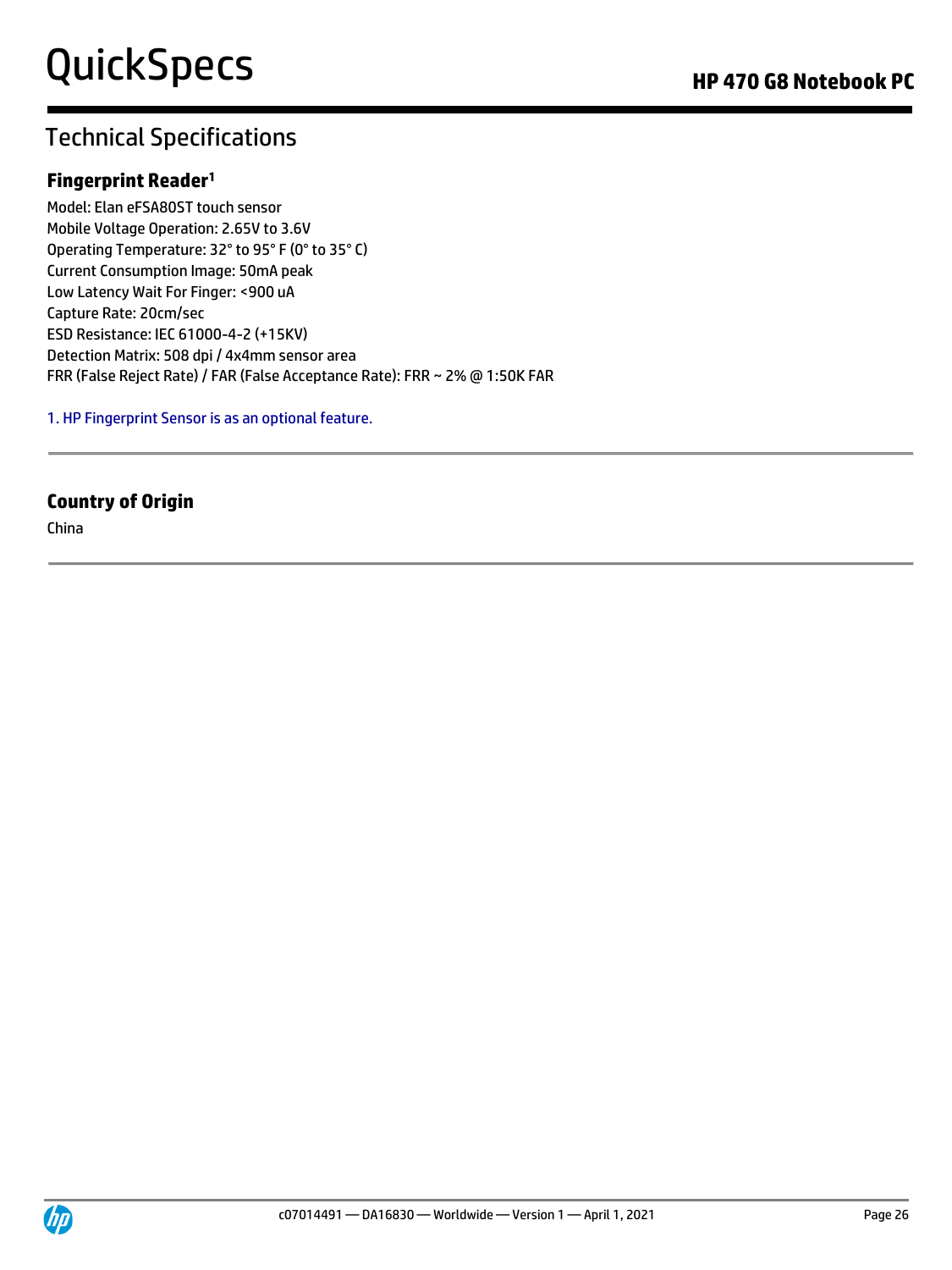## Technical Specifications

### Fingerprint Reader[1]

Model: Elan eFSA80ST touch sensor
Mobile Voltage Operation: 2.65V to 3.6V
Operating Temperature: 32° to 95° F (0° to 35° C)
Current Consumption Image: 50mA peak
Low Latency Wait For Finger: <900 uA
Capture Rate: 20cm/sec
ESD Resistance: IEC 61000-4-2 (+15KV)
Detection Matrix: 508 dpi / 4x4mm sensor area
FRR (False Reject Rate) / FAR (False Acceptance Rate): FRR ~ 2% @ 1:50K FAR

1. HP Fingerprint Sensor is as an optional feature.

---

### Country of Origin

China

---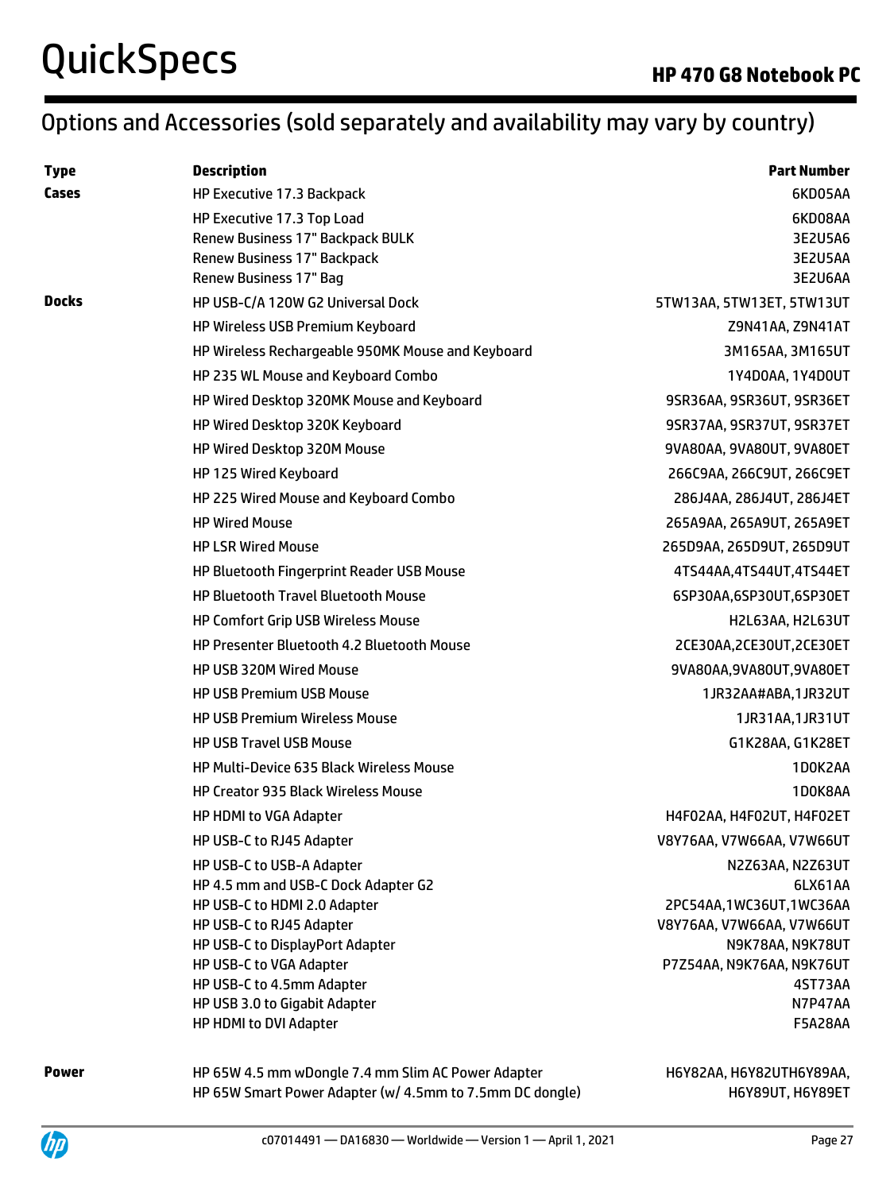## Options and Accessories (sold separately and availability may vary by country)

| Type | Description | Part Number |
|---|---|---|
| **Cases** | HP Executive 17.3 Backpack | 6KD05AA |
| | HP Executive 17.3 Top Load | 6KD08AA |
| | Renew Business 17" Backpack BULK | 3E2U5A6 |
| | Renew Business 17" Backpack | 3E2U5AA |
| | Renew Business 17" Bag | 3E2U6AA |
| **Docks** | HP USB-C/A 120W G2 Universal Dock | 5TW13AA, 5TW13ET, 5TW13UT |
| | HP Wireless USB Premium Keyboard | Z9N41AA, Z9N41AT |
| | HP Wireless Rechargeable 950MK Mouse and Keyboard | 3M165AA, 3M165UT |
| | HP 235 WL Mouse and Keyboard Combo | 1Y4D0AA, 1Y4D0UT |
| | HP Wired Desktop 320MK Mouse and Keyboard | 9SR36AA, 9SR36UT, 9SR36ET |
| | HP Wired Desktop 320K Keyboard | 9SR37AA, 9SR37UT, 9SR37ET |
| | HP Wired Desktop 320M Mouse | 9VA80AA, 9VA80UT, 9VA80ET |
| | HP 125 Wired Keyboard | 266C9AA, 266C9UT, 266C9ET |
| | HP 225 Wired Mouse and Keyboard Combo | 286J4AA, 286J4UT, 286J4ET |
| | HP Wired Mouse | 265A9AA, 265A9UT, 265A9ET |
| | HP LSR Wired Mouse | 265D9AA, 265D9UT, 265D9UT |
| | HP Bluetooth Fingerprint Reader USB Mouse | 4TS44AA,4TS44UT,4TS44ET |
| | HP Bluetooth Travel Bluetooth Mouse | 6SP30AA,6SP30UT,6SP30ET |
| | HP Comfort Grip USB Wireless Mouse | H2L63AA, H2L63UT |
| | HP Presenter Bluetooth 4.2 Bluetooth Mouse | 2CE30AA,2CE30UT,2CE30ET |
| | HP USB 320M Wired Mouse | 9VA80AA,9VA80UT,9VA80ET |
| | HP USB Premium USB Mouse | 1JR32AA#ABA,1JR32UT |
| | HP USB Premium Wireless Mouse | 1JR31AA,1JR31UT |
| | HP USB Travel USB Mouse | G1K28AA, G1K28ET |
| | HP Multi-Device 635 Black Wireless Mouse | 1D0K2AA |
| | HP Creator 935 Black Wireless Mouse | 1D0K8AA |
| | HP HDMI to VGA Adapter | H4F02AA, H4F02UT, H4F02ET |
| | HP USB-C to RJ45 Adapter | V8Y76AA, V7W66AA, V7W66UT |
| | HP USB-C to USB-A Adapter | N2Z63AA, N2Z63UT |
| | HP 4.5 mm and USB-C Dock Adapter G2 | 6LX61AA |
| | HP USB-C to HDMI 2.0 Adapter | 2PC54AA,1WC36UT,1WC36AA |
| | HP USB-C to RJ45 Adapter | V8Y76AA, V7W66AA, V7W66UT |
| | HP USB-C to DisplayPort Adapter | N9K78AA, N9K78UT |
| | HP USB-C to VGA Adapter | P7Z54AA, N9K76AA, N9K76UT |
| | HP USB-C to 4.5mm Adapter | 4ST73AA |
| | HP USB 3.0 to Gigabit Adapter | N7P47AA |
| | HP HDMI to DVI Adapter | F5A28AA |
| **Power** | HP 65W 4.5 mm wDongle 7.4 mm Slim AC Power Adapter<br>HP 65W Smart Power Adapter (w/ 4.5mm to 7.5mm DC dongle) | H6Y82AA, H6Y82UTH6Y89AA, H6Y89UT, H6Y89ET |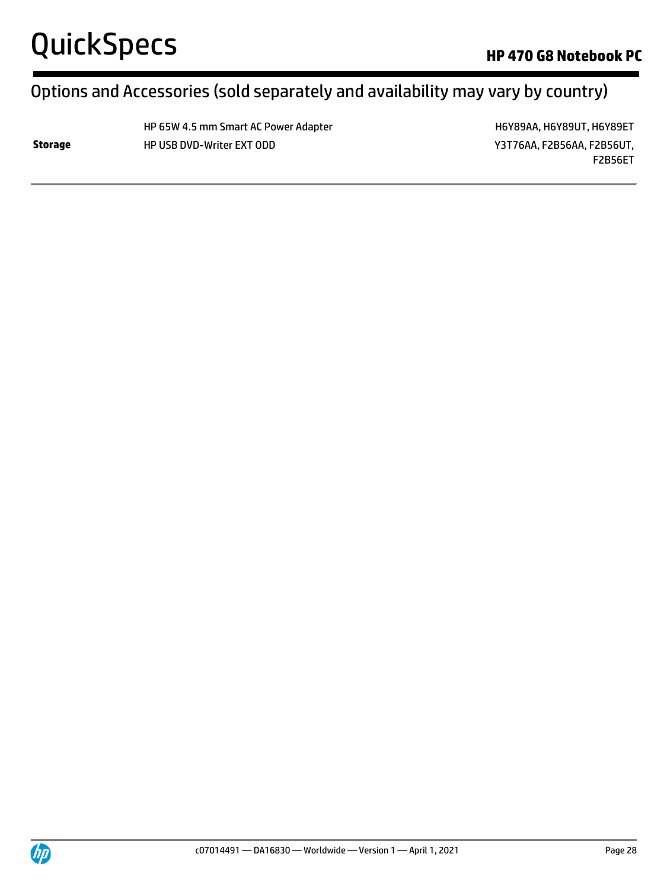## Options and Accessories (sold separately and availability may vary by country)

| | | |
|---|---|---|
| | HP 65W 4.5 mm Smart AC Power Adapter | H6Y89AA, H6Y89UT, H6Y89ET |
| **Storage** | HP USB DVD-Writer EXT ODD | Y3T76AA, F2B56AA, F2B56UT, F2B56ET |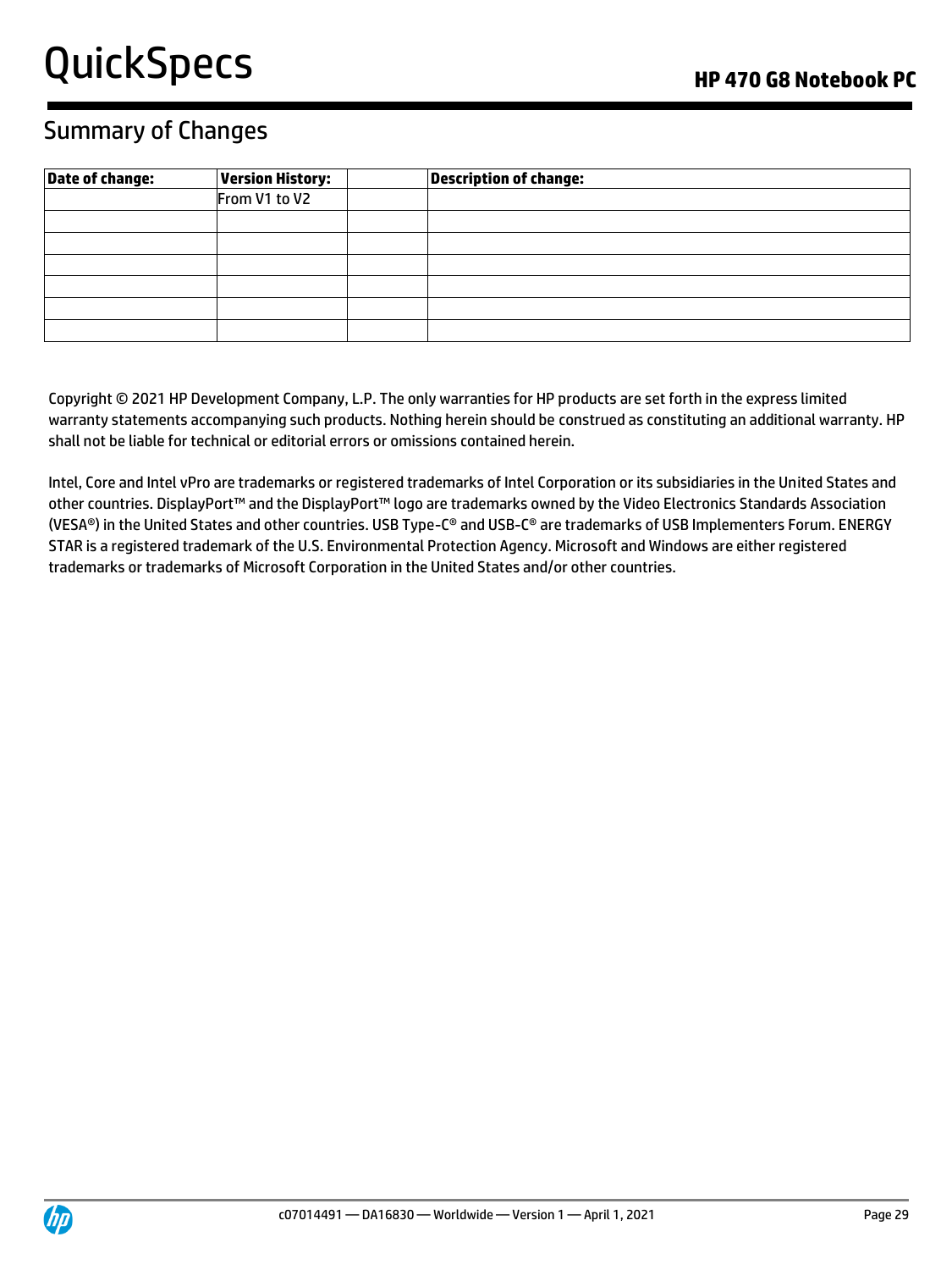## Summary of Changes

| Date of change: | Version History: | | Description of change: |
|---|---|---|---|
| | From V1 to V2 | | |
| | | | |
| | | | |
| | | | |
| | | | |
| | | | |
| | | | |

Copyright © 2021 HP Development Company, L.P. The only warranties for HP products are set forth in the express limited warranty statements accompanying such products. Nothing herein should be construed as constituting an additional warranty. HP shall not be liable for technical or editorial errors or omissions contained herein.

Intel, Core and Intel vPro are trademarks or registered trademarks of Intel Corporation or its subsidiaries in the United States and other countries. DisplayPort™ and the DisplayPort™ logo are trademarks owned by the Video Electronics Standards Association (VESA®) in the United States and other countries. USB Type-C® and USB-C® are trademarks of USB Implementers Forum. ENERGY STAR is a registered trademark of the U.S. Environmental Protection Agency. Microsoft and Windows are either registered trademarks or trademarks of Microsoft Corporation in the United States and/or other countries.